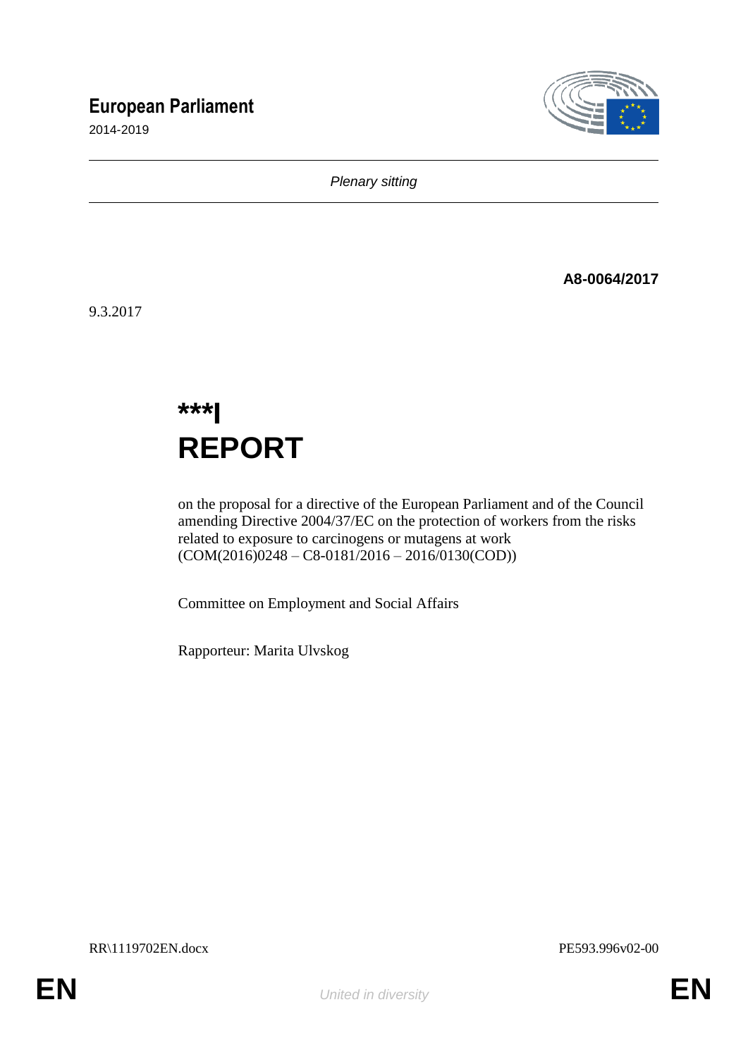# European Parliament

2014-2019

*Plenary sitting*

**A8-0064/2017**

9.3.2017

# ***I
# REPORT

on the proposal for a directive of the European Parliament and of the Council amending Directive 2004/37/EC on the protection of workers from the risks related to exposure to carcinogens or mutagens at work
(COM(2016)0248 – C8-0181/2016 – 2016/0130(COD))

Committee on Employment and Social Affairs

Rapporteur: Marita Ulvskog

RR\1119702EN.docx PE593.996v02-00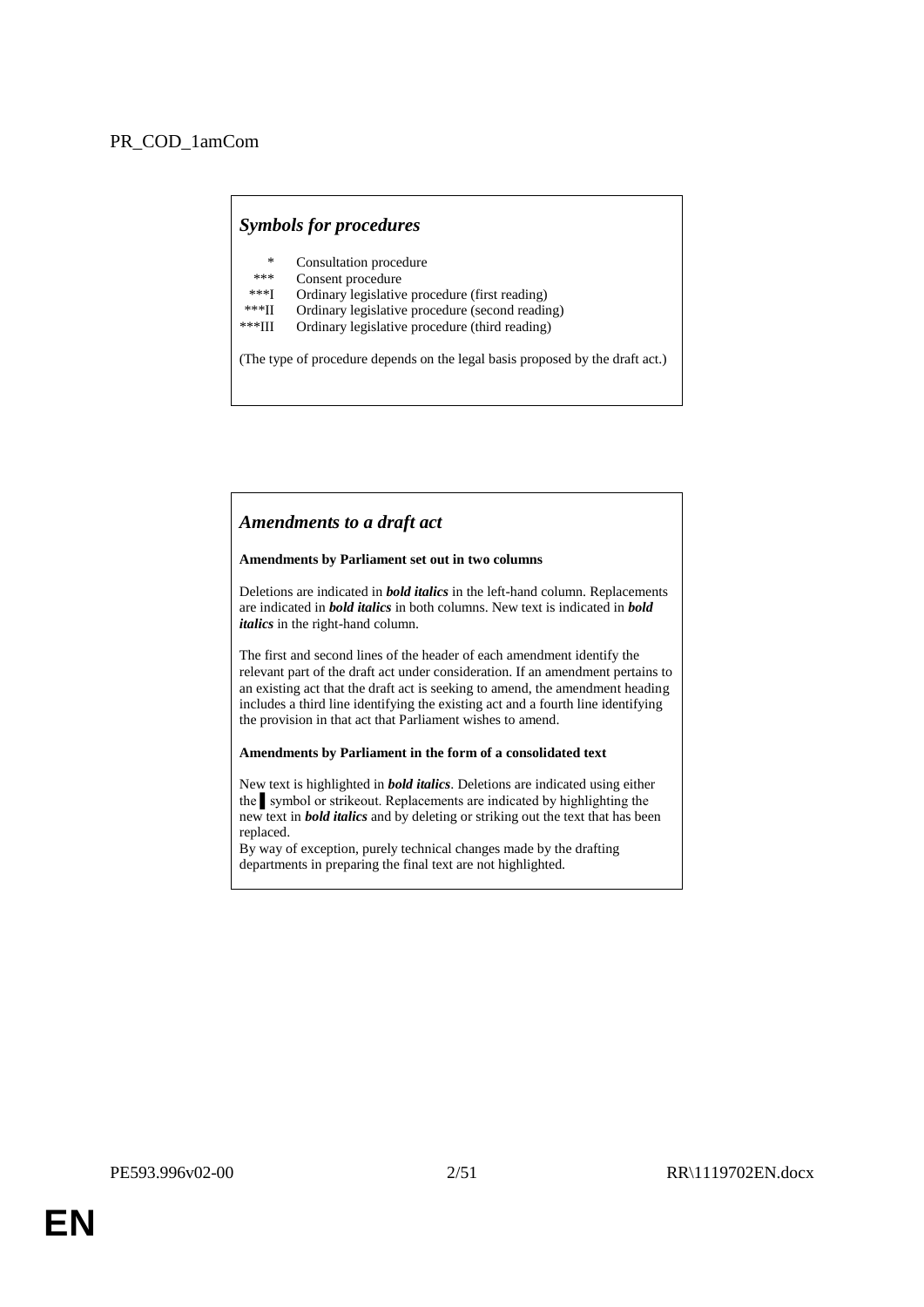PR_COD_1amCom

## *Symbols for procedures*

| | |
|---|---|
| * | Consultation procedure |
| *** | Consent procedure |
| ***I | Ordinary legislative procedure (first reading) |
| ***II | Ordinary legislative procedure (second reading) |
| ***III | Ordinary legislative procedure (third reading) |

(The type of procedure depends on the legal basis proposed by the draft act.)

## *Amendments to a draft act*

**Amendments by Parliament set out in two columns**

Deletions are indicated in ***bold italics*** in the left-hand column. Replacements are indicated in ***bold italics*** in both columns. New text is indicated in ***bold italics*** in the right-hand column.

The first and second lines of the header of each amendment identify the relevant part of the draft act under consideration. If an amendment pertains to an existing act that the draft act is seeking to amend, the amendment heading includes a third line identifying the existing act and a fourth line identifying the provision in that act that Parliament wishes to amend.

**Amendments by Parliament in the form of a consolidated text**

New text is highlighted in ***bold italics***. Deletions are indicated using either the ▌ symbol or strikeout. Replacements are indicated by highlighting the new text in ***bold italics*** and by deleting or striking out the text that has been replaced.
By way of exception, purely technical changes made by the drafting departments in preparing the final text are not highlighted.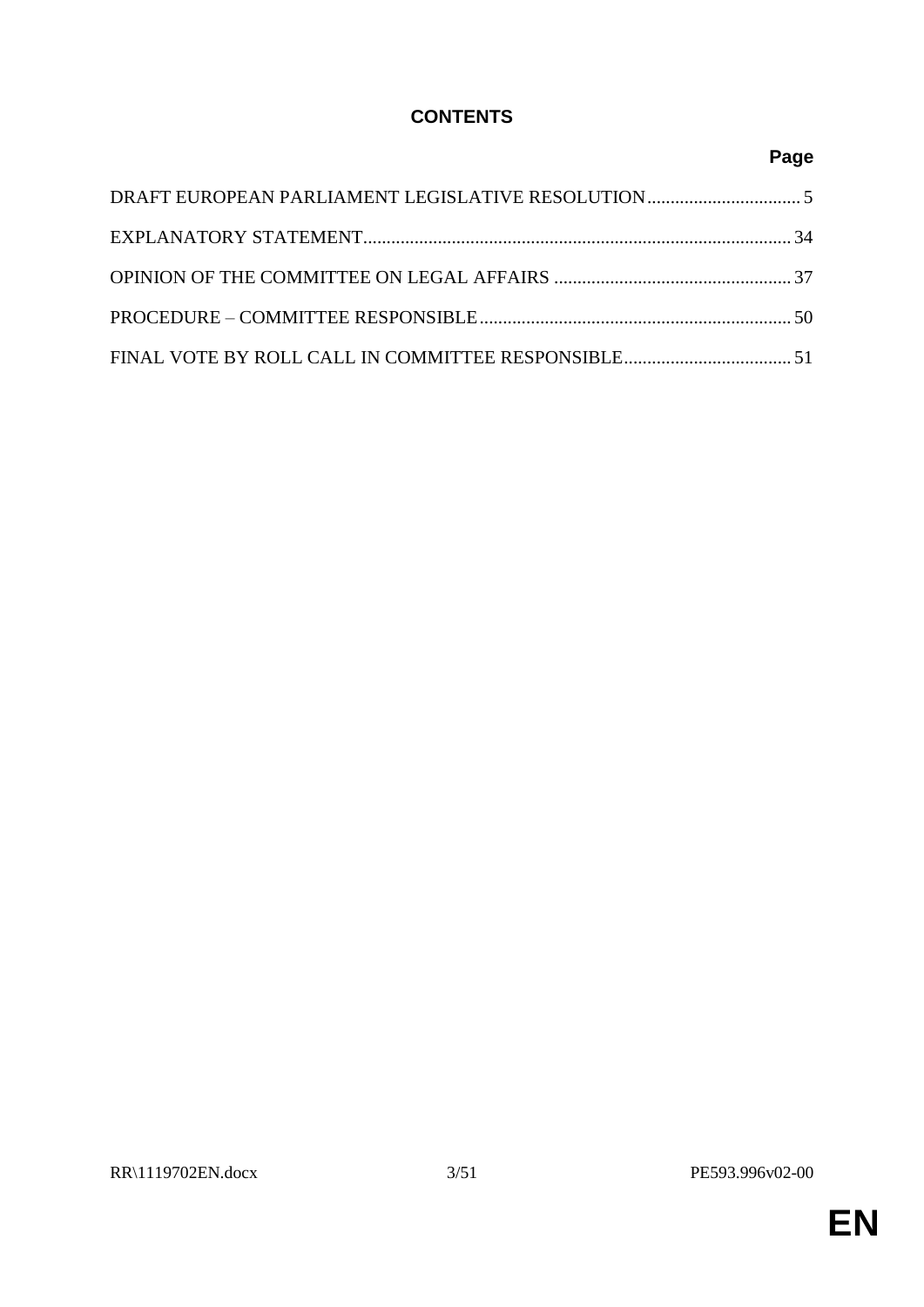# CONTENTS

| | Page |
|---|---|
| DRAFT EUROPEAN PARLIAMENT LEGISLATIVE RESOLUTION | 5 |
| EXPLANATORY STATEMENT | 34 |
| OPINION OF THE COMMITTEE ON LEGAL AFFAIRS | 37 |
| PROCEDURE – COMMITTEE RESPONSIBLE | 50 |
| FINAL VOTE BY ROLL CALL IN COMMITTEE RESPONSIBLE | 51 |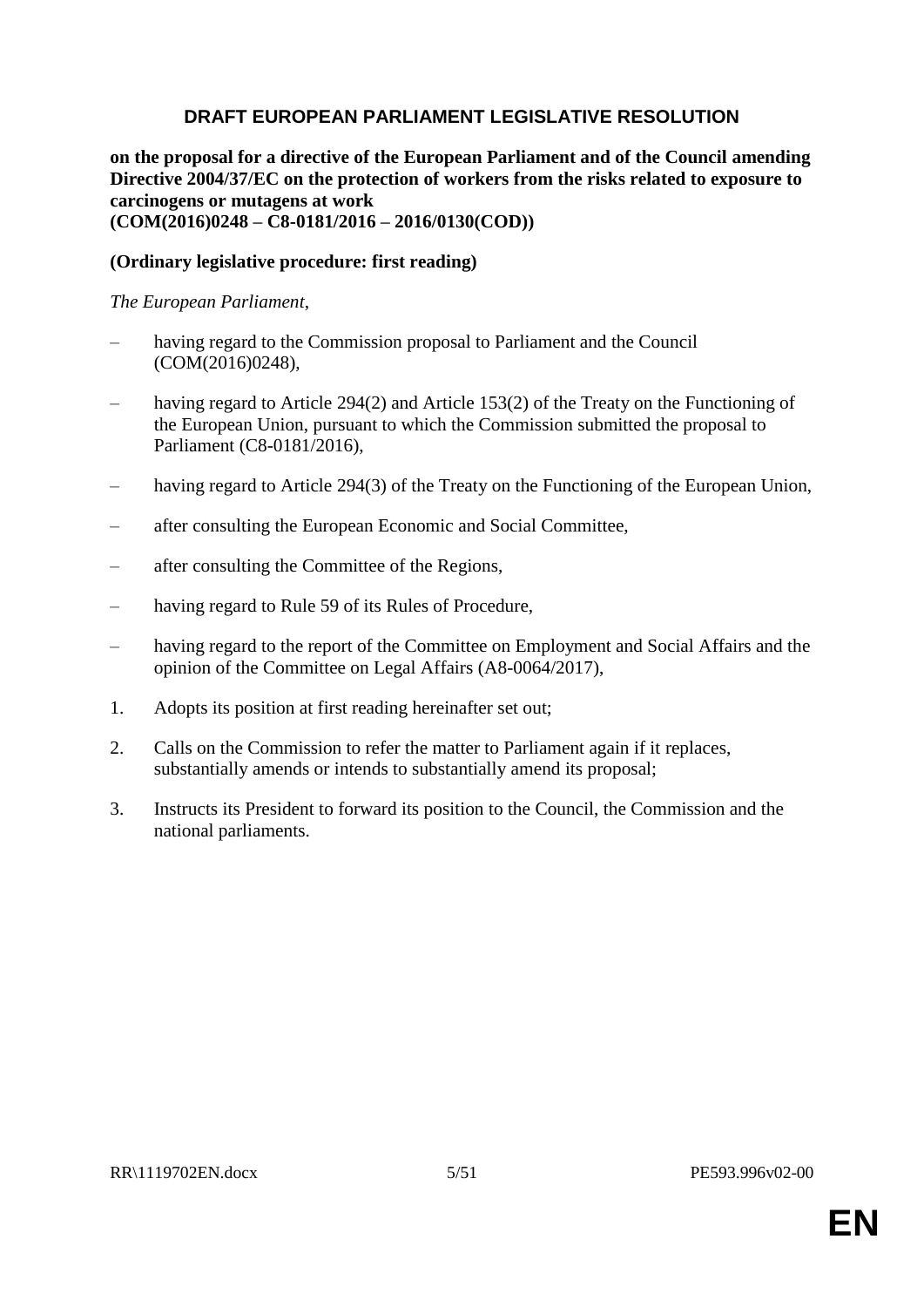# DRAFT EUROPEAN PARLIAMENT LEGISLATIVE RESOLUTION

**on the proposal for a directive of the European Parliament and of the Council amending Directive 2004/37/EC on the protection of workers from the risks related to exposure to carcinogens or mutagens at work**
**(COM(2016)0248 – C8-0181/2016 – 2016/0130(COD))**

**(Ordinary legislative procedure: first reading)**

*The European Parliament*,

– having regard to the Commission proposal to Parliament and the Council (COM(2016)0248),

– having regard to Article 294(2) and Article 153(2) of the Treaty on the Functioning of the European Union, pursuant to which the Commission submitted the proposal to Parliament (C8-0181/2016),

– having regard to Article 294(3) of the Treaty on the Functioning of the European Union,

– after consulting the European Economic and Social Committee,

– after consulting the Committee of the Regions,

– having regard to Rule 59 of its Rules of Procedure,

– having regard to the report of the Committee on Employment and Social Affairs and the opinion of the Committee on Legal Affairs (A8-0064/2017),

1. Adopts its position at first reading hereinafter set out;

2. Calls on the Commission to refer the matter to Parliament again if it replaces, substantially amends or intends to substantially amend its proposal;

3. Instructs its President to forward its position to the Council, the Commission and the national parliaments.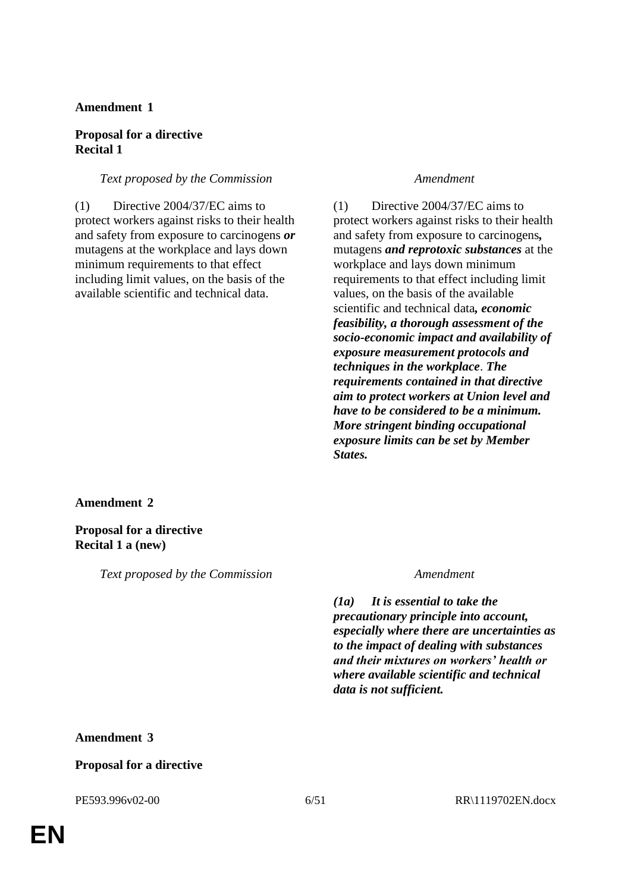**Amendment 1**

**Proposal for a directive**
**Recital 1**

| *Text proposed by the Commission* | *Amendment* |
|---|---|
| (1) Directive 2004/37/EC aims to protect workers against risks to their health and safety from exposure to carcinogens ***or*** mutagens at the workplace and lays down minimum requirements to that effect including limit values, on the basis of the available scientific and technical data. | (1) Directive 2004/37/EC aims to protect workers against risks to their health and safety from exposure to carcinogens***,*** mutagens ***and reprotoxic substances*** at the workplace and lays down minimum requirements to that effect including limit values, on the basis of the available scientific and technical data***, economic feasibility, a thorough assessment of the socio-economic impact and availability of exposure measurement protocols and techniques in the workplace***. ***The requirements contained in that directive aim to protect workers at Union level and have to be considered to be a minimum. More stringent binding occupational exposure limits can be set by Member States.*** |

**Amendment 2**

**Proposal for a directive**
**Recital 1 a (new)**

| *Text proposed by the Commission* | *Amendment* |
|---|---|
| | ***(1a) It is essential to take the precautionary principle into account, especially where there are uncertainties as to the impact of dealing with substances and their mixtures on workers' health or where available scientific and technical data is not sufficient.*** |

**Amendment 3**

**Proposal for a directive**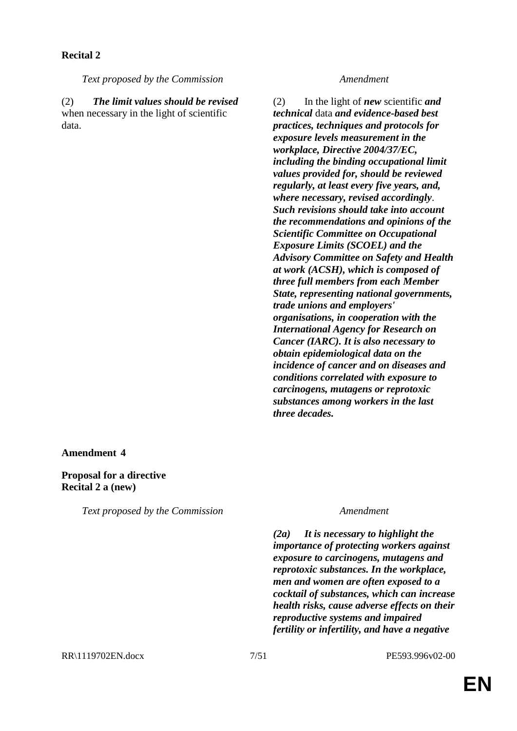**Recital 2**

| *Text proposed by the Commission* | *Amendment* |
| --- | --- |
| (2) ***The limit values should be revised*** when necessary in the light of scientific data. | (2) In the light of ***new*** scientific ***and technical*** data ***and evidence-based best practices, techniques and protocols for exposure levels measurement in the workplace, Directive 2004/37/EC, including the binding occupational limit values provided for, should be reviewed regularly, at least every five years, and, where necessary, revised accordingly***. ***Such revisions should take into account the recommendations and opinions of the Scientific Committee on Occupational Exposure Limits (SCOEL) and the Advisory Committee on Safety and Health at work (ACSH), which is composed of three full members from each Member State, representing national governments, trade unions and employers' organisations, in cooperation with the International Agency for Research on Cancer (IARC). It is also necessary to obtain epidemiological data on the incidence of cancer and on diseases and conditions correlated with exposure to carcinogens, mutagens or reprotoxic substances among workers in the last three decades.*** |

**Amendment 4**

**Proposal for a directive**
**Recital 2 a (new)**

| *Text proposed by the Commission* | *Amendment* |
| --- | --- |
| | ***(2a) It is necessary to highlight the importance of protecting workers against exposure to carcinogens, mutagens and reprotoxic substances. In the workplace, men and women are often exposed to a cocktail of substances, which can increase health risks, cause adverse effects on their reproductive systems and impaired fertility or infertility, and have a negative*** |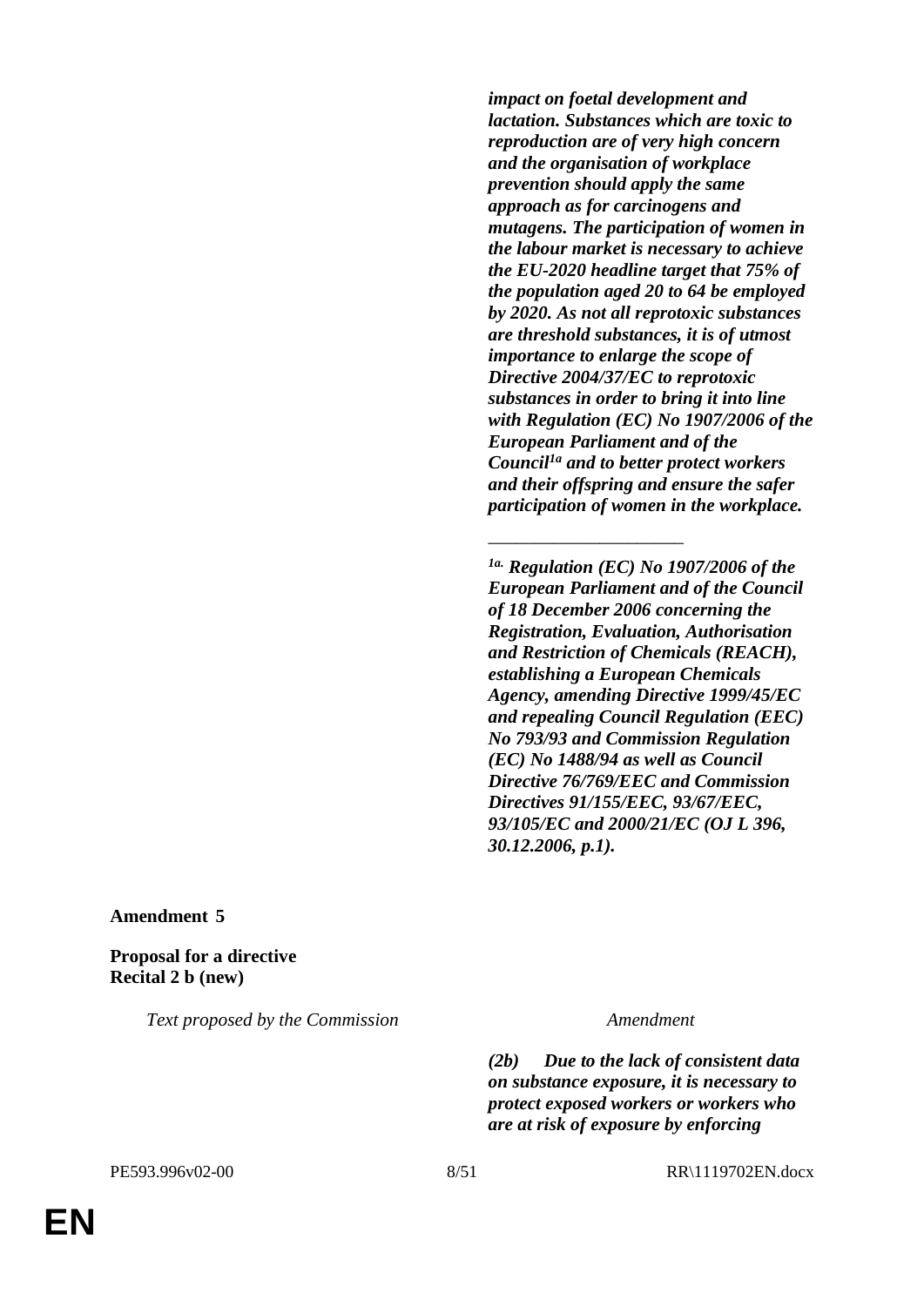| Text proposed by the Commission | Amendment |
|---|---|
| | ***impact on foetal development and lactation. Substances which are toxic to reproduction are of very high concern and the organisation of workplace prevention should apply the same approach as for carcinogens and mutagens. The participation of women in the labour market is necessary to achieve the EU-2020 headline target that 75% of the population aged 20 to 64 be employed by 2020. As not all reprotoxic substances are threshold substances, it is of utmost importance to enlarge the scope of Directive 2004/37/EC to reprotoxic substances in order to bring it into line with Regulation (EC) No 1907/2006 of the European Parliament and of the Council[1a] and to better protect workers and their offspring and ensure the safer participation of women in the workplace.*** |
| | _____________________ |
| | ***[1a] Regulation (EC) No 1907/2006 of the European Parliament and of the Council of 18 December 2006 concerning the Registration, Evaluation, Authorisation and Restriction of Chemicals (REACH), establishing a European Chemicals Agency, amending Directive 1999/45/EC and repealing Council Regulation (EEC) No 793/93 and Commission Regulation (EC) No 1488/94 as well as Council Directive 76/769/EEC and Commission Directives 91/155/EEC, 93/67/EEC, 93/105/EC and 2000/21/EC (OJ L 396, 30.12.2006, p.1).*** |

**Amendment 5**

**Proposal for a directive**
**Recital 2 b (new)**

| *Text proposed by the Commission* | *Amendment* |
|---|---|
| | ***(2b) Due to the lack of consistent data on substance exposure, it is necessary to protect exposed workers or workers who are at risk of exposure by enforcing*** |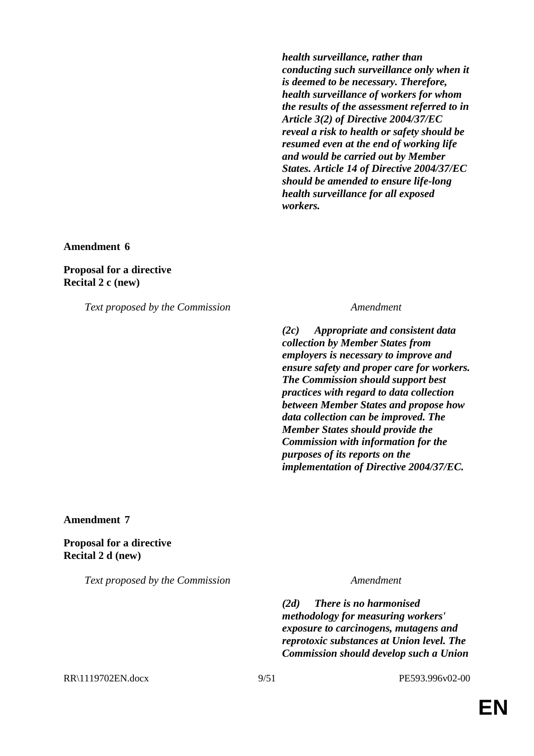***health surveillance, rather than conducting such surveillance only when it is deemed to be necessary. Therefore, health surveillance of workers for whom the results of the assessment referred to in Article 3(2) of Directive 2004/37/EC reveal a risk to health or safety should be resumed even at the end of working life and would be carried out by Member States. Article 14 of Directive 2004/37/EC should be amended to ensure life-long health surveillance for all exposed workers.***

**Amendment 6**

**Proposal for a directive**
**Recital 2 c (new)**

| *Text proposed by the Commission* | *Amendment* |
|---|---|
| | ***(2c) Appropriate and consistent data collection by Member States from employers is necessary to improve and ensure safety and proper care for workers. The Commission should support best practices with regard to data collection between Member States and propose how data collection can be improved. The Member States should provide the Commission with information for the purposes of its reports on the implementation of Directive 2004/37/EC.*** |

**Amendment 7**

**Proposal for a directive**
**Recital 2 d (new)**

| *Text proposed by the Commission* | *Amendment* |
|---|---|
| | ***(2d) There is no harmonised methodology for measuring workers' exposure to carcinogens, mutagens and reprotoxic substances at Union level. The Commission should develop such a Union*** |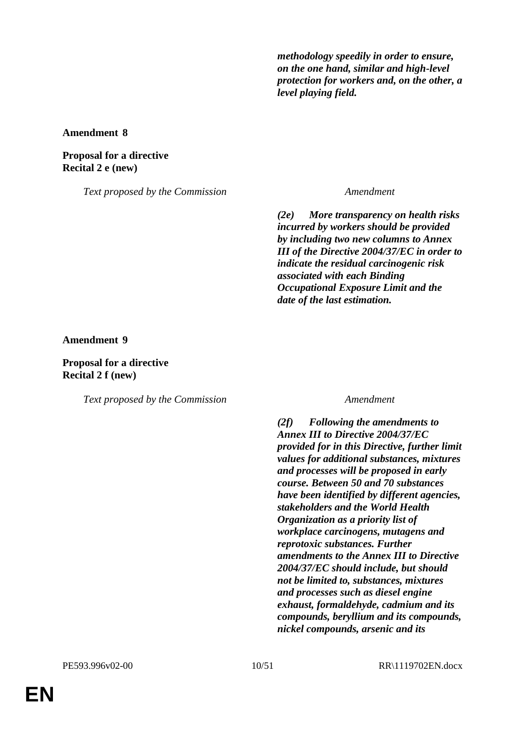| Text proposed by the Commission | Amendment |
|---|---|
| | ***methodology speedily in order to ensure, on the one hand, similar and high-level protection for workers and, on the other, a level playing field.*** |

**Amendment 8**

**Proposal for a directive**
**Recital 2 e (new)**

| *Text proposed by the Commission* | *Amendment* |
|---|---|
| | ***(2e) More transparency on health risks incurred by workers should be provided by including two new columns to Annex III of the Directive 2004/37/EC in order to indicate the residual carcinogenic risk associated with each Binding Occupational Exposure Limit and the date of the last estimation.*** |

**Amendment 9**

**Proposal for a directive**
**Recital 2 f (new)**

| *Text proposed by the Commission* | *Amendment* |
|---|---|
| | ***(2f) Following the amendments to Annex III to Directive 2004/37/EC provided for in this Directive, further limit values for additional substances, mixtures and processes will be proposed in early course. Between 50 and 70 substances have been identified by different agencies, stakeholders and the World Health Organization as a priority list of workplace carcinogens, mutagens and reprotoxic substances. Further amendments to the Annex III to Directive 2004/37/EC should include, but should not be limited to, substances, mixtures and processes such as diesel engine exhaust, formaldehyde, cadmium and its compounds, beryllium and its compounds, nickel compounds, arsenic and its*** |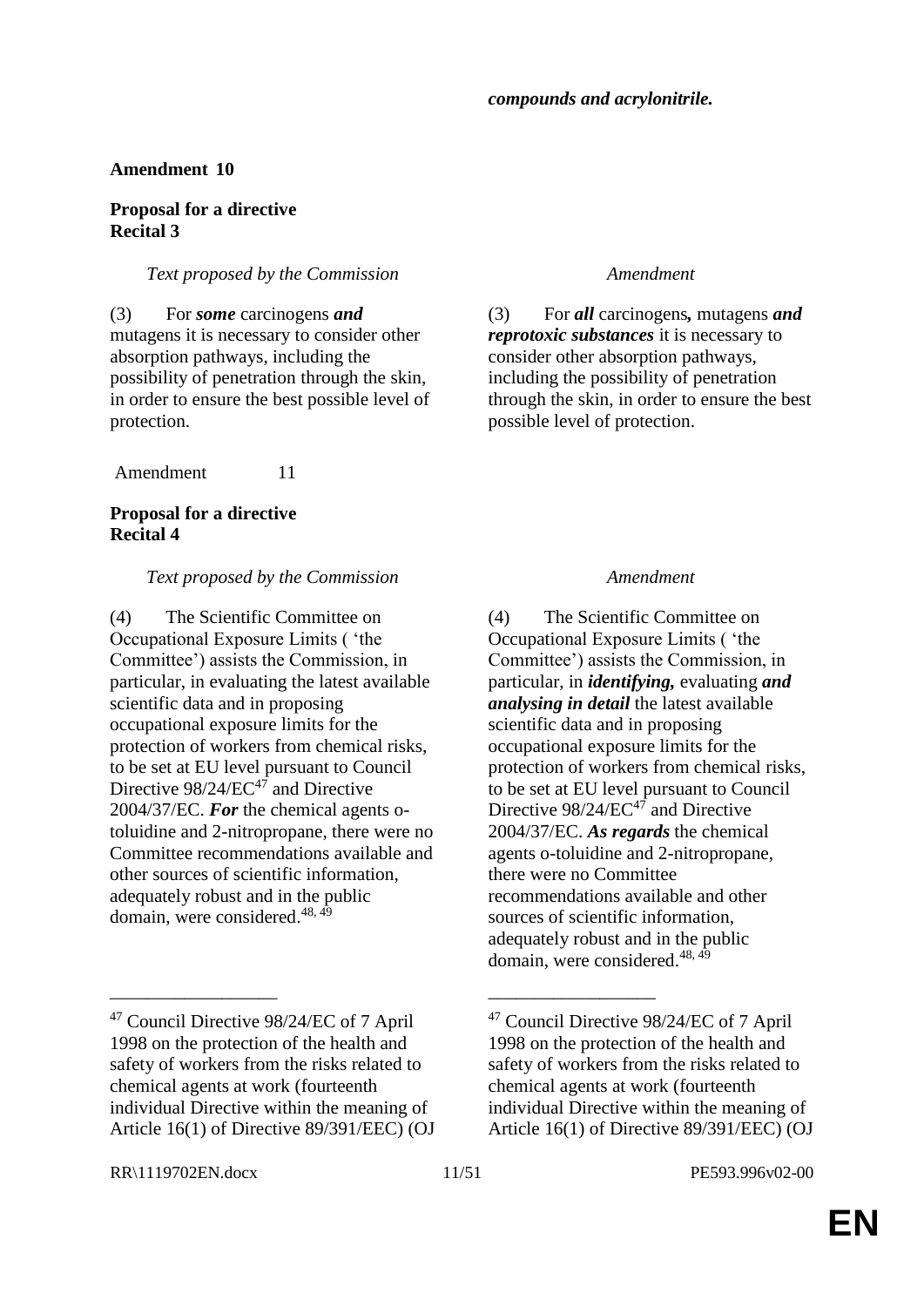***compounds and acrylonitrile.***

**Amendment 10**

**Proposal for a directive**
**Recital 3**

| *Text proposed by the Commission* | *Amendment* |
|---|---|
| (3) For ***some*** carcinogens ***and*** mutagens it is necessary to consider other absorption pathways, including the possibility of penetration through the skin, in order to ensure the best possible level of protection. | (3) For ***all*** carcinogens***,*** mutagens ***and reprotoxic substances*** it is necessary to consider other absorption pathways, including the possibility of penetration through the skin, in order to ensure the best possible level of protection. |

Amendment 11

**Proposal for a directive**
**Recital 4**

| *Text proposed by the Commission* | *Amendment* |
|---|---|
| (4) The Scientific Committee on Occupational Exposure Limits ( 'the Committee') assists the Commission, in particular, in evaluating the latest available scientific data and in proposing occupational exposure limits for the protection of workers from chemical risks, to be set at EU level pursuant to Council Directive 98/24/EC[47] and Directive 2004/37/EC. ***For*** the chemical agents o-toluidine and 2-nitropropane, there were no Committee recommendations available and other sources of scientific information, adequately robust and in the public domain, were considered.[48, 49] | (4) The Scientific Committee on Occupational Exposure Limits ( 'the Committee') assists the Commission, in particular, in ***identifying,*** evaluating ***and analysing in detail*** the latest available scientific data and in proposing occupational exposure limits for the protection of workers from chemical risks, to be set at EU level pursuant to Council Directive 98/24/EC[47] and Directive 2004/37/EC. ***As regards*** the chemical agents o-toluidine and 2-nitropropane, there were no Committee recommendations available and other sources of scientific information, adequately robust and in the public domain, were considered.[48, 49] |
| __________________ | __________________ |
| [47] Council Directive 98/24/EC of 7 April 1998 on the protection of the health and safety of workers from the risks related to chemical agents at work (fourteenth individual Directive within the meaning of Article 16(1) of Directive 89/391/EEC) (OJ | [47] Council Directive 98/24/EC of 7 April 1998 on the protection of the health and safety of workers from the risks related to chemical agents at work (fourteenth individual Directive within the meaning of Article 16(1) of Directive 89/391/EEC) (OJ |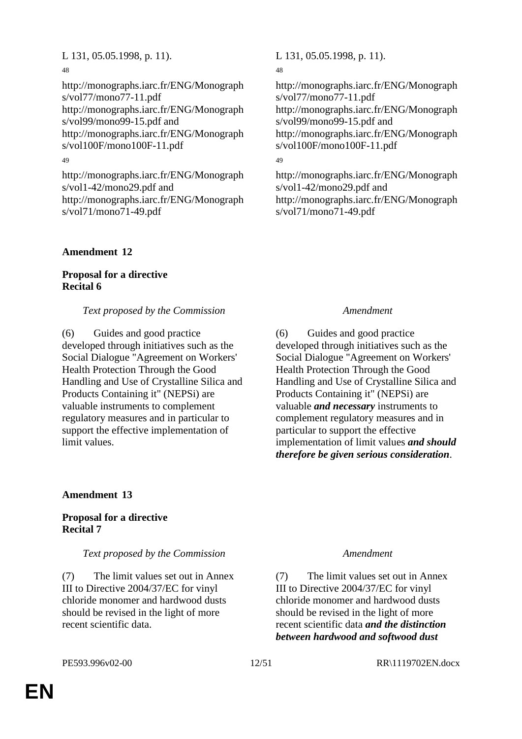| | |
|---|---|
| L 131, 05.05.1998, p. 11). | L 131, 05.05.1998, p. 11). |
| 48 http://monographs.iarc.fr/ENG/Monographs/vol77/mono77-11.pdf http://monographs.iarc.fr/ENG/Monographs/vol99/mono99-15.pdf and http://monographs.iarc.fr/ENG/Monographs/vol100F/mono100F-11.pdf | 48 http://monographs.iarc.fr/ENG/Monographs/vol77/mono77-11.pdf http://monographs.iarc.fr/ENG/Monographs/vol99/mono99-15.pdf and http://monographs.iarc.fr/ENG/Monographs/vol100F/mono100F-11.pdf |
| 49 http://monographs.iarc.fr/ENG/Monographs/vol1-42/mono29.pdf and http://monographs.iarc.fr/ENG/Monographs/vol71/mono71-49.pdf | 49 http://monographs.iarc.fr/ENG/Monographs/vol1-42/mono29.pdf and http://monographs.iarc.fr/ENG/Monographs/vol71/mono71-49.pdf |

**Amendment 12**

**Proposal for a directive**
**Recital 6**

| *Text proposed by the Commission* | *Amendment* |
|---|---|
| (6) Guides and good practice developed through initiatives such as the Social Dialogue "Agreement on Workers' Health Protection Through the Good Handling and Use of Crystalline Silica and Products Containing it" (NEPSi) are valuable instruments to complement regulatory measures and in particular to support the effective implementation of limit values. | (6) Guides and good practice developed through initiatives such as the Social Dialogue "Agreement on Workers' Health Protection Through the Good Handling and Use of Crystalline Silica and Products Containing it" (NEPSi) are valuable ***and necessary*** instruments to complement regulatory measures and in particular to support the effective implementation of limit values ***and should therefore be given serious consideration***. |

**Amendment 13**

**Proposal for a directive**
**Recital 7**

| *Text proposed by the Commission* | *Amendment* |
|---|---|
| (7) The limit values set out in Annex III to Directive 2004/37/EC for vinyl chloride monomer and hardwood dusts should be revised in the light of more recent scientific data. | (7) The limit values set out in Annex III to Directive 2004/37/EC for vinyl chloride monomer and hardwood dusts should be revised in the light of more recent scientific data ***and the distinction between hardwood and softwood dust*** |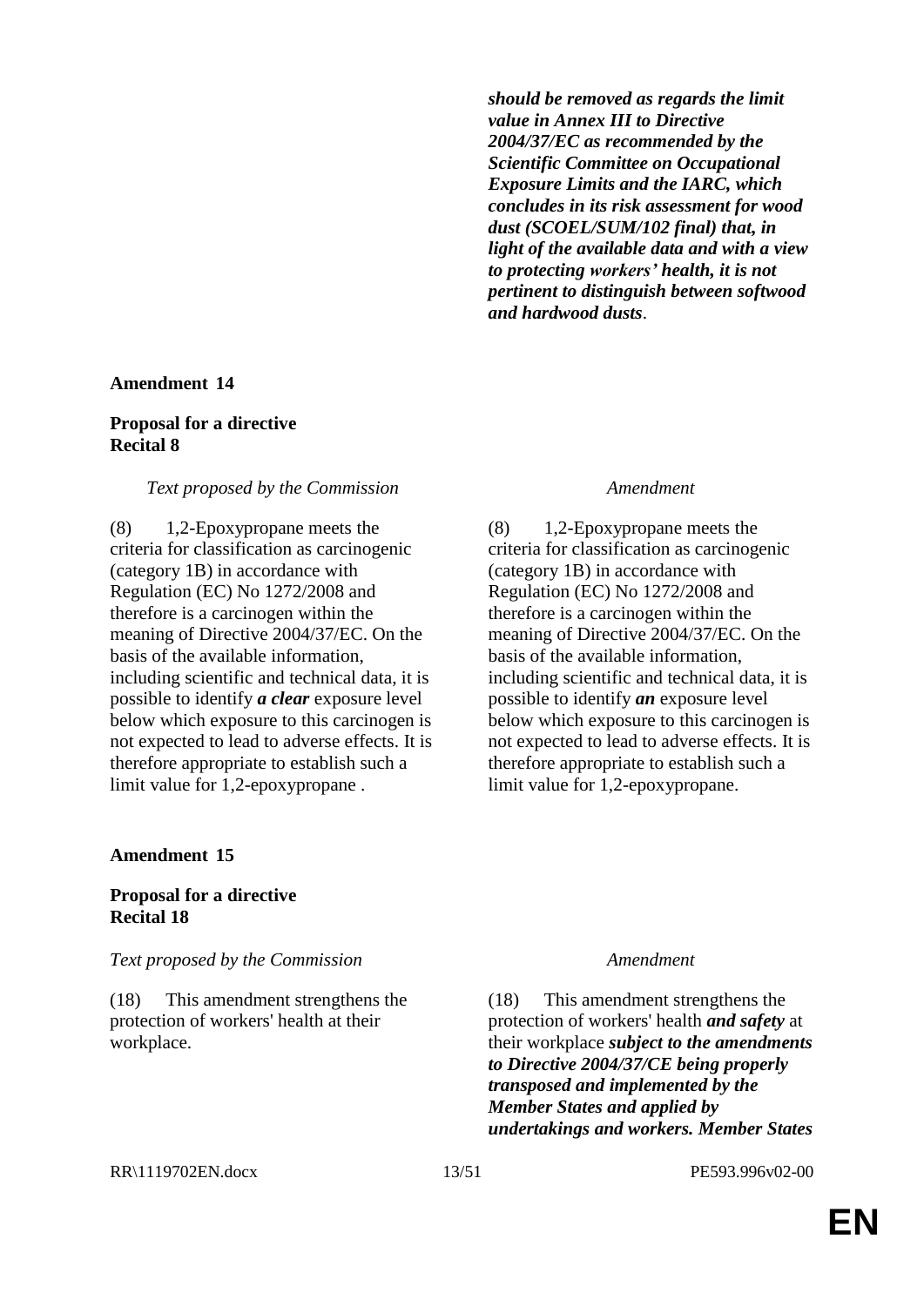| | |
|---|---|
| | ***should be removed as regards the limit value in Annex III to Directive 2004/37/EC as recommended by the Scientific Committee on Occupational Exposure Limits and the IARC, which concludes in its risk assessment for wood dust (SCOEL/SUM/102 final) that, in light of the available data and with a view to protecting workers' health, it is not pertinent to distinguish between softwood and hardwood dusts***. |

**Amendment 14**

**Proposal for a directive**
**Recital 8**

| *Text proposed by the Commission* | *Amendment* |
|---|---|
| (8) 1,2-Epoxypropane meets the criteria for classification as carcinogenic (category 1B) in accordance with Regulation (EC) No 1272/2008 and therefore is a carcinogen within the meaning of Directive 2004/37/EC. On the basis of the available information, including scientific and technical data, it is possible to identify ***a clear*** exposure level below which exposure to this carcinogen is not expected to lead to adverse effects. It is therefore appropriate to establish such a limit value for 1,2-epoxypropane . | (8) 1,2-Epoxypropane meets the criteria for classification as carcinogenic (category 1B) in accordance with Regulation (EC) No 1272/2008 and therefore is a carcinogen within the meaning of Directive 2004/37/EC. On the basis of the available information, including scientific and technical data, it is possible to identify ***an*** exposure level below which exposure to this carcinogen is not expected to lead to adverse effects. It is therefore appropriate to establish such a limit value for 1,2-epoxypropane. |

**Amendment 15**

**Proposal for a directive**
**Recital 18**

| *Text proposed by the Commission* | *Amendment* |
|---|---|
| (18) This amendment strengthens the protection of workers' health at their workplace. | (18) This amendment strengthens the protection of workers' health ***and safety*** at their workplace ***subject to the amendments to Directive 2004/37/CE being properly transposed and implemented by the Member States and applied by undertakings and workers. Member States*** |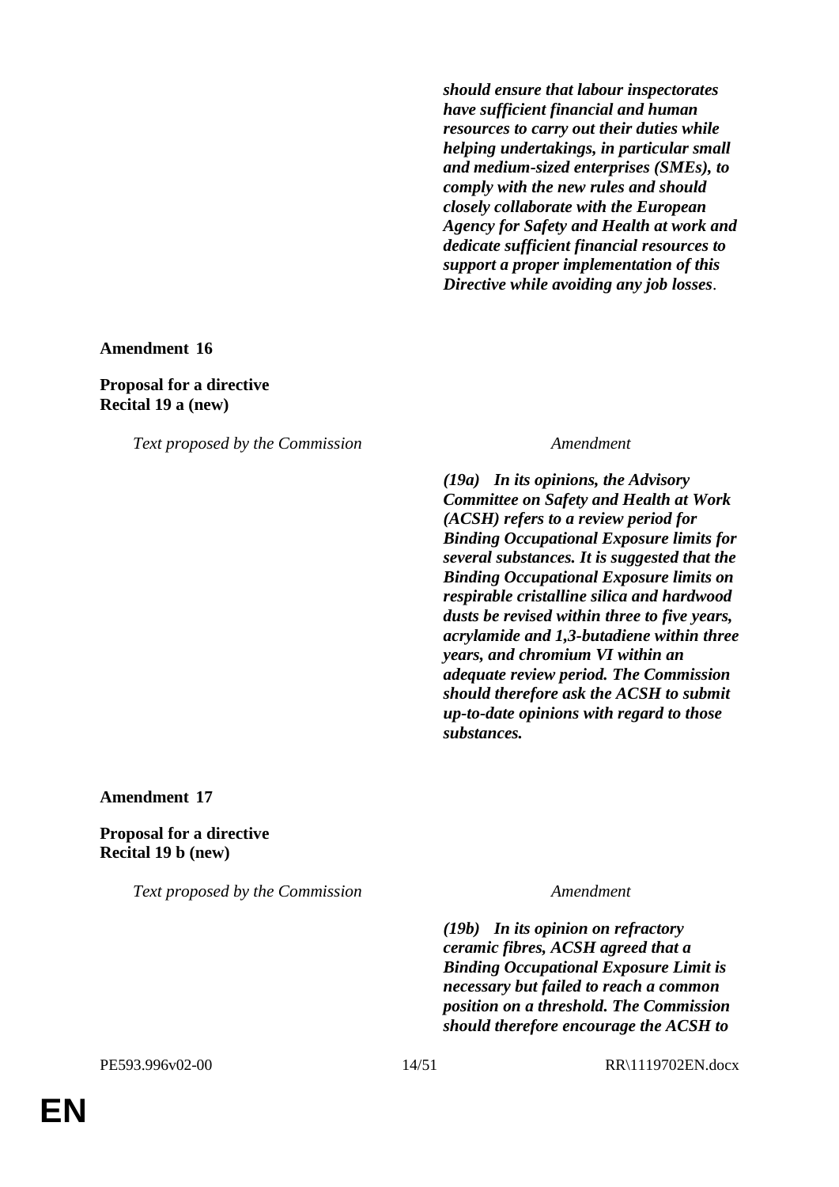***should ensure that labour inspectorates have sufficient financial and human resources to carry out their duties while helping undertakings, in particular small and medium-sized enterprises (SMEs), to comply with the new rules and should closely collaborate with the European Agency for Safety and Health at work and dedicate sufficient financial resources to support a proper implementation of this Directive while avoiding any job losses***.

**Amendment 16**

**Proposal for a directive**
**Recital 19 a (new)**

| *Text proposed by the Commission* | *Amendment* |
|---|---|
| | ***(19a) In its opinions, the Advisory Committee on Safety and Health at Work (ACSH) refers to a review period for Binding Occupational Exposure limits for several substances. It is suggested that the Binding Occupational Exposure limits on respirable cristalline silica and hardwood dusts be revised within three to five years, acrylamide and 1,3-butadiene within three years, and chromium VI within an adequate review period. The Commission should therefore ask the ACSH to submit up-to-date opinions with regard to those substances.*** |

**Amendment 17**

**Proposal for a directive**
**Recital 19 b (new)**

| *Text proposed by the Commission* | *Amendment* |
|---|---|
| | ***(19b) In its opinion on refractory ceramic fibres, ACSH agreed that a Binding Occupational Exposure Limit is necessary but failed to reach a common position on a threshold. The Commission should therefore encourage the ACSH to*** |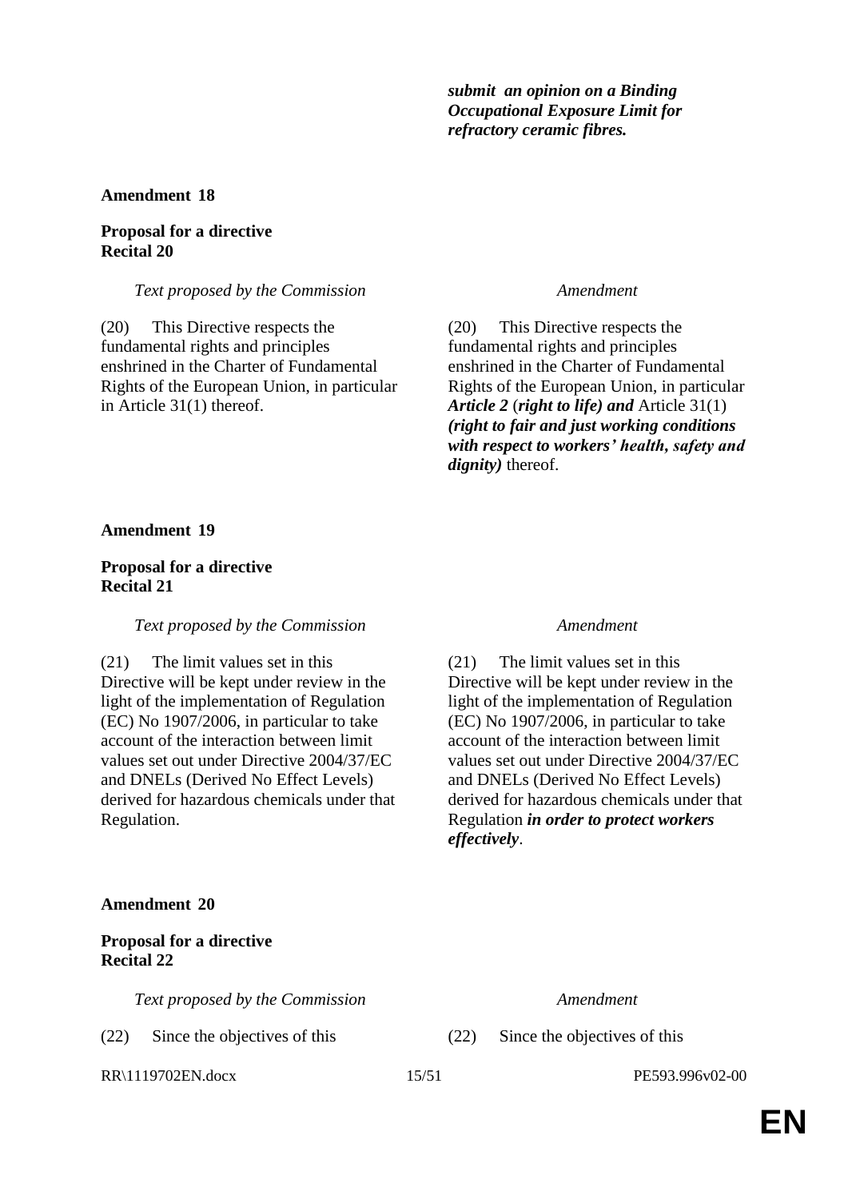| | |
|---|---|
| | ***submit an opinion on a Binding Occupational Exposure Limit for refractory ceramic fibres.*** |

**Amendment 18**

**Proposal for a directive**
**Recital 20**

| *Text proposed by the Commission* | *Amendment* |
|---|---|
| (20) This Directive respects the fundamental rights and principles enshrined in the Charter of Fundamental Rights of the European Union, in particular in Article 31(1) thereof. | (20) This Directive respects the fundamental rights and principles enshrined in the Charter of Fundamental Rights of the European Union, in particular ***Article 2*** (***right to life) and*** Article 31(1) ***(right to fair and just working conditions with respect to workers' health, safety and dignity)*** thereof. |

**Amendment 19**

**Proposal for a directive**
**Recital 21**

| *Text proposed by the Commission* | *Amendment* |
|---|---|
| (21) The limit values set in this Directive will be kept under review in the light of the implementation of Regulation (EC) No 1907/2006, in particular to take account of the interaction between limit values set out under Directive 2004/37/EC and DNELs (Derived No Effect Levels) derived for hazardous chemicals under that Regulation. | (21) The limit values set in this Directive will be kept under review in the light of the implementation of Regulation (EC) No 1907/2006, in particular to take account of the interaction between limit values set out under Directive 2004/37/EC and DNELs (Derived No Effect Levels) derived for hazardous chemicals under that Regulation ***in order to protect workers effectively***. |

**Amendment 20**

**Proposal for a directive**
**Recital 22**

| *Text proposed by the Commission* | *Amendment* |
|---|---|
| (22) Since the objectives of this | (22) Since the objectives of this |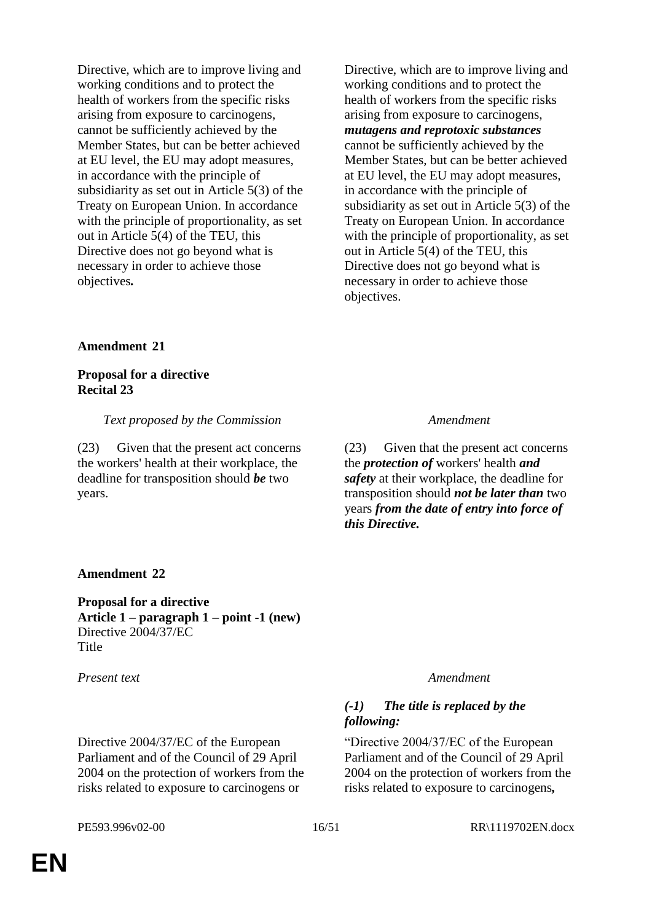| | |
|---|---|
| Directive, which are to improve living and working conditions and to protect the health of workers from the specific risks arising from exposure to carcinogens, cannot be sufficiently achieved by the Member States, but can be better achieved at EU level, the EU may adopt measures, in accordance with the principle of subsidiarity as set out in Article 5(3) of the Treaty on European Union. In accordance with the principle of proportionality, as set out in Article 5(4) of the TEU, this Directive does not go beyond what is necessary in order to achieve those objectives**.** | Directive, which are to improve living and working conditions and to protect the health of workers from the specific risks arising from exposure to carcinogens, ***mutagens and reprotoxic substances*** cannot be sufficiently achieved by the Member States, but can be better achieved at EU level, the EU may adopt measures, in accordance with the principle of subsidiarity as set out in Article 5(3) of the Treaty on European Union. In accordance with the principle of proportionality, as set out in Article 5(4) of the TEU, this Directive does not go beyond what is necessary in order to achieve those objectives. |

**Amendment 21**

**Proposal for a directive**
**Recital 23**

| *Text proposed by the Commission* | *Amendment* |
|---|---|
| (23) Given that the present act concerns the workers' health at their workplace, the deadline for transposition should ***be*** two years. | (23) Given that the present act concerns the ***protection of*** workers' health ***and safety*** at their workplace, the deadline for transposition should ***not be later than*** two years ***from the date of entry into force of this Directive.*** |

**Amendment 22**

**Proposal for a directive**
**Article 1 – paragraph 1 – point -1 (new)**
Directive 2004/37/EC
Title

| *Present text* | *Amendment* |
|---|---|
| | ***(-1) The title is replaced by the following:*** |
| Directive 2004/37/EC of the European Parliament and of the Council of 29 April 2004 on the protection of workers from the risks related to exposure to carcinogens or | "Directive 2004/37/EC of the European Parliament and of the Council of 29 April 2004 on the protection of workers from the risks related to exposure to carcinogens**,** |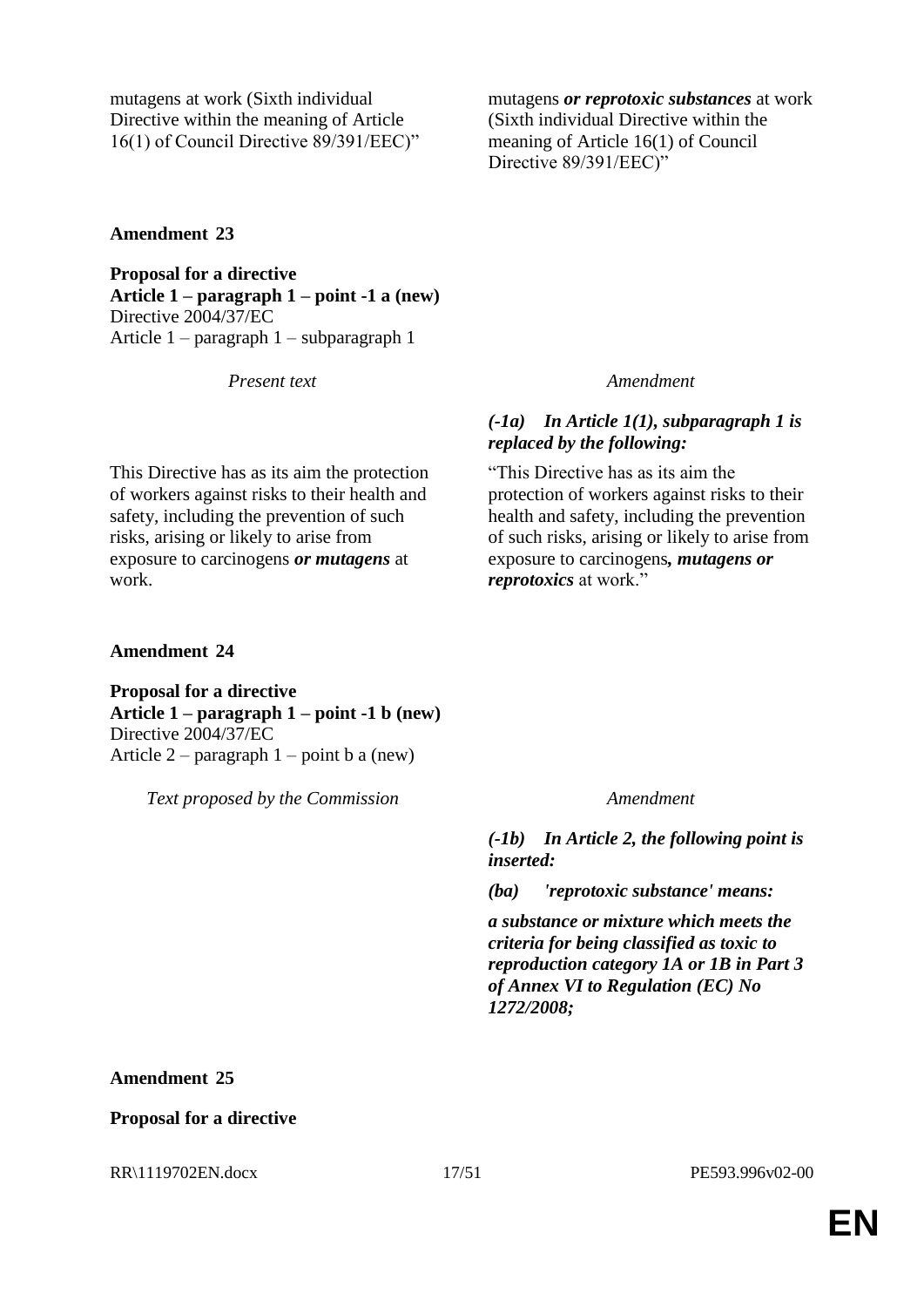| | |
|---|---|
| mutagens at work (Sixth individual Directive within the meaning of Article 16(1) of Council Directive 89/391/EEC)" | mutagens ***or reprotoxic substances*** at work (Sixth individual Directive within the meaning of Article 16(1) of Council Directive 89/391/EEC)" |

**Amendment 23**

**Proposal for a directive**
**Article 1 – paragraph 1 – point -1 a (new)**
Directive 2004/37/EC
Article 1 – paragraph 1 – subparagraph 1

| *Present text* | *Amendment* |
|---|---|
| | ***(-1a) In Article 1(1), subparagraph 1 is replaced by the following:*** |
| This Directive has as its aim the protection of workers against risks to their health and safety, including the prevention of such risks, arising or likely to arise from exposure to carcinogens ***or mutagens*** at work. | "This Directive has as its aim the protection of workers against risks to their health and safety, including the prevention of such risks, arising or likely to arise from exposure to carcinogens***, mutagens or reprotoxics*** at work." |

**Amendment 24**

**Proposal for a directive**
**Article 1 – paragraph 1 – point -1 b (new)**
Directive 2004/37/EC
Article 2 – paragraph 1 – point b a (new)

| *Text proposed by the Commission* | *Amendment* |
|---|---|
| | ***(-1b) In Article 2, the following point is inserted:*** |
| | ***(ba) 'reprotoxic substance' means:*** |
| | ***a substance or mixture which meets the criteria for being classified as toxic to reproduction category 1A or 1B in Part 3 of Annex VI to Regulation (EC) No 1272/2008;*** |

**Amendment 25**

**Proposal for a directive**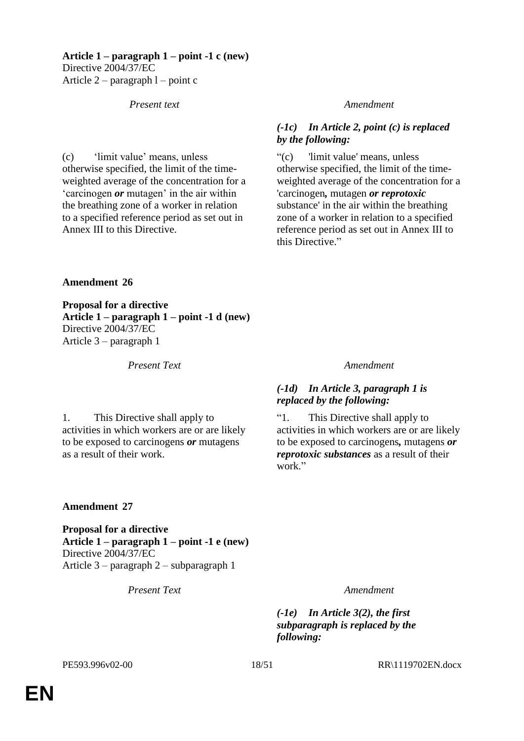**Article 1 – paragraph 1 – point -1 c (new)**
Directive 2004/37/EC
Article 2 – paragraph l – point c

| *Present text* | *Amendment* |
|---|---|
| | ***(-1c) In Article 2, point (c) is replaced by the following:*** |
| (c) 'limit value' means, unless otherwise specified, the limit of the time-weighted average of the concentration for a 'carcinogen ***or*** mutagen' in the air within the breathing zone of a worker in relation to a specified reference period as set out in Annex III to this Directive. | "(c) 'limit value' means, unless otherwise specified, the limit of the time-weighted average of the concentration for a 'carcinogen***,*** mutagen ***or reprotoxic*** substance' in the air within the breathing zone of a worker in relation to a specified reference period as set out in Annex III to this Directive." |

**Amendment 26**

**Proposal for a directive**
**Article 1 – paragraph 1 – point -1 d (new)**
Directive 2004/37/EC
Article 3 – paragraph 1

| *Present Text* | *Amendment* |
|---|---|
| | ***(-1d) In Article 3, paragraph 1 is replaced by the following:*** |
| 1. This Directive shall apply to activities in which workers are or are likely to be exposed to carcinogens ***or*** mutagens as a result of their work. | "1. This Directive shall apply to activities in which workers are or are likely to be exposed to carcinogens***,*** mutagens ***or reprotoxic substances*** as a result of their work." |

**Amendment 27**

**Proposal for a directive**
**Article 1 – paragraph 1 – point -1 e (new)**
Directive 2004/37/EC
Article 3 – paragraph 2 – subparagraph 1

| *Present Text* | *Amendment* |
|---|---|
| | ***(-1e) In Article 3(2), the first subparagraph is replaced by the following:*** |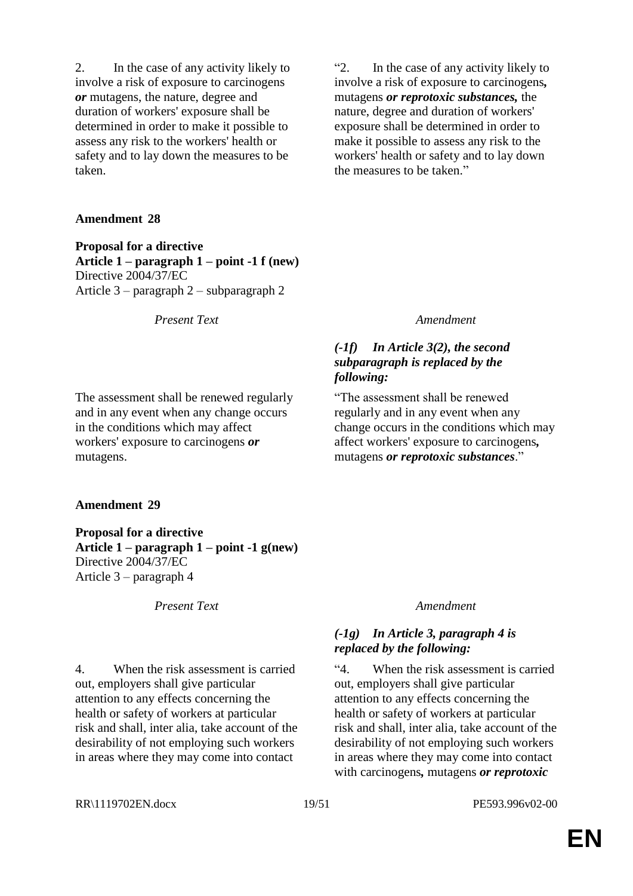| Present Text | Amendment |
|---|---|
| 2. In the case of any activity likely to involve a risk of exposure to carcinogens ***or*** mutagens, the nature, degree and duration of workers' exposure shall be determined in order to make it possible to assess any risk to the workers' health or safety and to lay down the measures to be taken. | "2. In the case of any activity likely to involve a risk of exposure to carcinogens***,*** mutagens ***or reprotoxic substances,*** the nature, degree and duration of workers' exposure shall be determined in order to make it possible to assess any risk to the workers' health or safety and to lay down the measures to be taken." |

**Amendment 28**

**Proposal for a directive**
**Article 1 – paragraph 1 – point -1 f (new)**
Directive 2004/37/EC
Article 3 – paragraph 2 – subparagraph 2

| Present Text | Amendment |
|---|---|
| | ***(-1f) In Article 3(2), the second subparagraph is replaced by the following:*** |
| The assessment shall be renewed regularly and in any event when any change occurs in the conditions which may affect workers' exposure to carcinogens ***or*** mutagens. | "The assessment shall be renewed regularly and in any event when any change occurs in the conditions which may affect workers' exposure to carcinogens***,*** mutagens ***or reprotoxic substances***." |

**Amendment 29**

**Proposal for a directive**
**Article 1 – paragraph 1 – point -1 g(new)**
Directive 2004/37/EC
Article 3 – paragraph 4

| Present Text | Amendment |
|---|---|
| | ***(-1g) In Article 3, paragraph 4 is replaced by the following:*** |
| 4. When the risk assessment is carried out, employers shall give particular attention to any effects concerning the health or safety of workers at particular risk and shall, inter alia, take account of the desirability of not employing such workers in areas where they may come into contact | "4. When the risk assessment is carried out, employers shall give particular attention to any effects concerning the health or safety of workers at particular risk and shall, inter alia, take account of the desirability of not employing such workers in areas where they may come into contact with carcinogens***,*** mutagens ***or reprotoxic*** |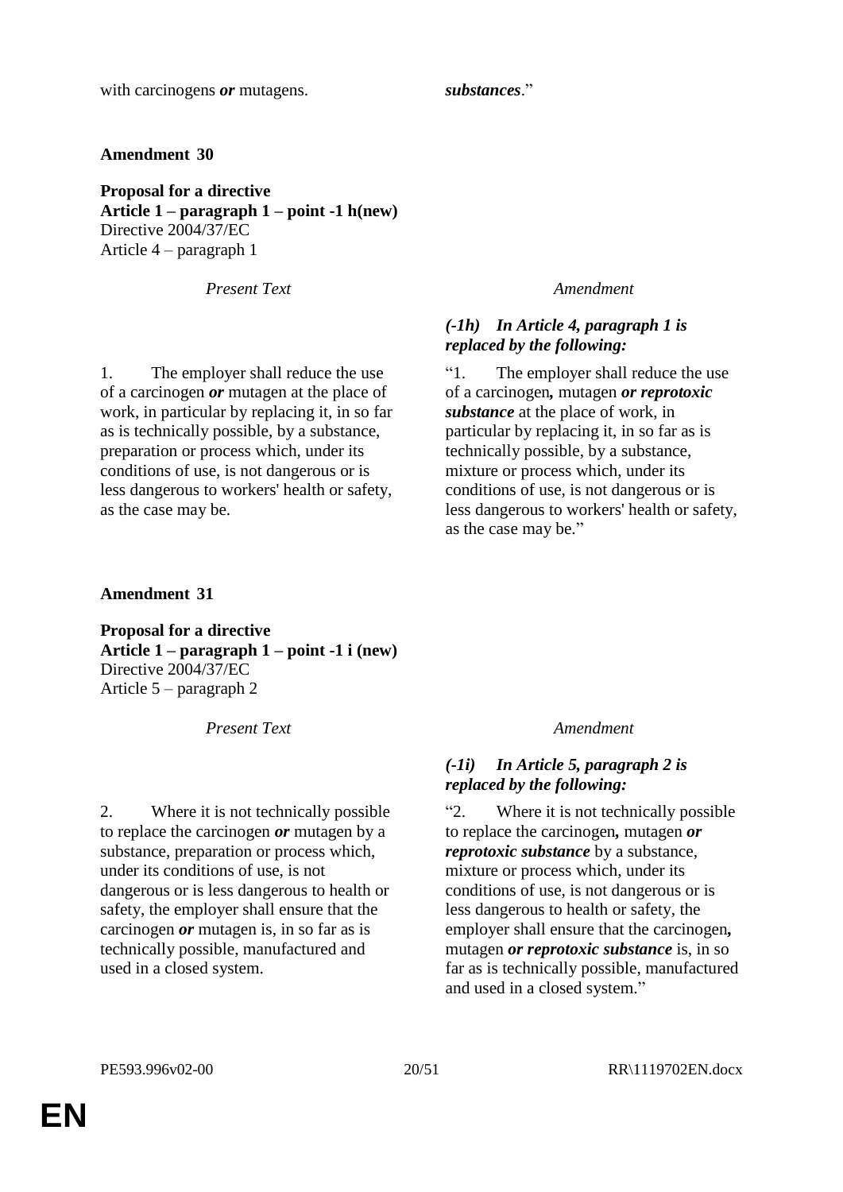| | |
|---|---|
| with carcinogens ***or*** mutagens. | ***substances***." |

**Amendment 30**

**Proposal for a directive**
**Article 1 – paragraph 1 – point -1 h(new)**
Directive 2004/37/EC
Article 4 – paragraph 1

| *Present Text* | *Amendment* |
|---|---|
| | ***(-1h) In Article 4, paragraph 1 is replaced by the following:*** |
| 1. The employer shall reduce the use of a carcinogen ***or*** mutagen at the place of work, in particular by replacing it, in so far as is technically possible, by a substance, preparation or process which, under its conditions of use, is not dangerous or is less dangerous to workers' health or safety, as the case may be. | "1. The employer shall reduce the use of a carcinogen***,*** mutagen ***or reprotoxic substance*** at the place of work, in particular by replacing it, in so far as is technically possible, by a substance, mixture or process which, under its conditions of use, is not dangerous or is less dangerous to workers' health or safety, as the case may be." |

**Amendment 31**

**Proposal for a directive**
**Article 1 – paragraph 1 – point -1 i (new)**
Directive 2004/37/EC
Article 5 – paragraph 2

| *Present Text* | *Amendment* |
|---|---|
| | ***(-1i) In Article 5, paragraph 2 is replaced by the following:*** |
| 2. Where it is not technically possible to replace the carcinogen ***or*** mutagen by a substance, preparation or process which, under its conditions of use, is not dangerous or is less dangerous to health or safety, the employer shall ensure that the carcinogen ***or*** mutagen is, in so far as is technically possible, manufactured and used in a closed system. | "2. Where it is not technically possible to replace the carcinogen***,*** mutagen ***or reprotoxic substance*** by a substance, mixture or process which, under its conditions of use, is not dangerous or is less dangerous to health or safety, the employer shall ensure that the carcinogen***,*** mutagen ***or reprotoxic substance*** is, in so far as is technically possible, manufactured and used in a closed system." |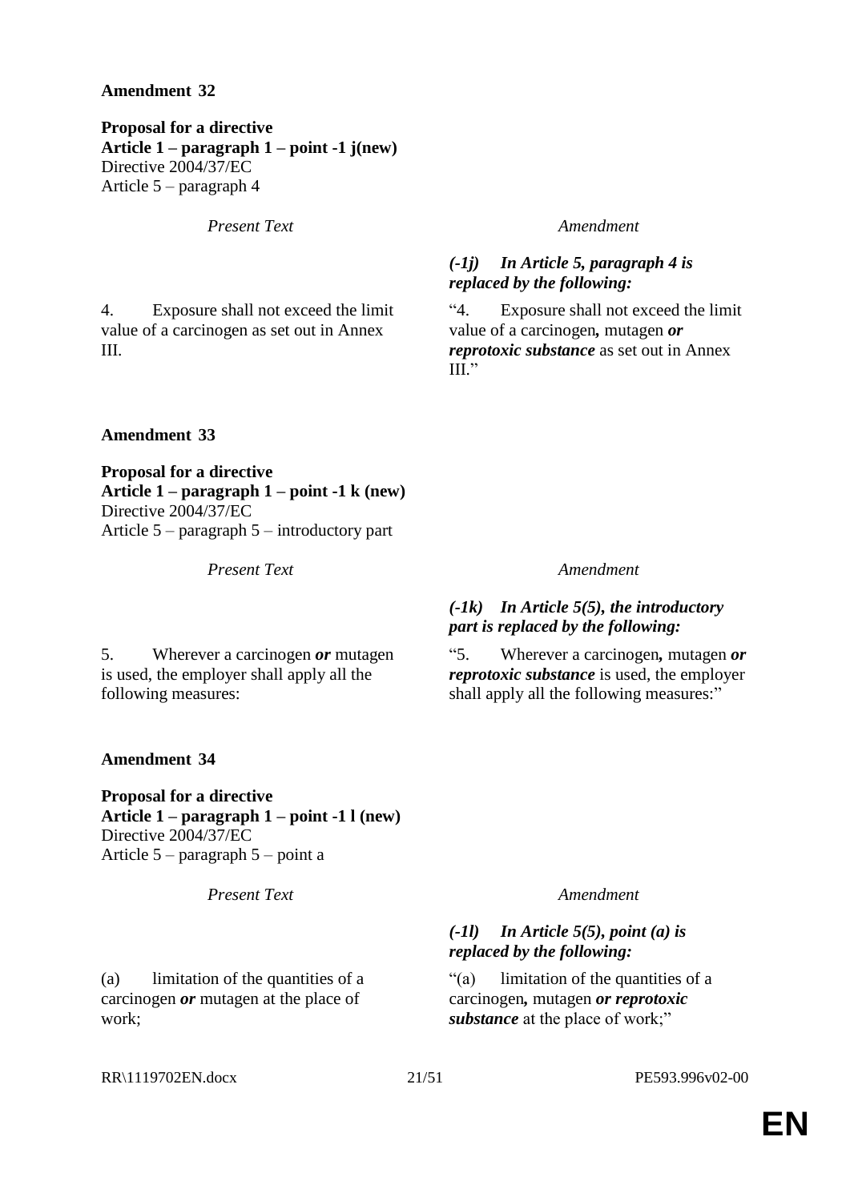**Amendment 32**

**Proposal for a directive**
**Article 1 – paragraph 1 – point -1 j(new)**
Directive 2004/37/EC
Article 5 – paragraph 4

| *Present Text* | *Amendment* |
|---|---|
| | ***(-1j) In Article 5, paragraph 4 is replaced by the following:*** |
| 4. Exposure shall not exceed the limit value of a carcinogen as set out in Annex III. | "4. Exposure shall not exceed the limit value of a carcinogen***,*** mutagen ***or reprotoxic substance*** as set out in Annex III." |

**Amendment 33**

**Proposal for a directive**
**Article 1 – paragraph 1 – point -1 k (new)**
Directive 2004/37/EC
Article 5 – paragraph 5 – introductory part

| *Present Text* | *Amendment* |
|---|---|
| | ***(-1k) In Article 5(5), the introductory part is replaced by the following:*** |
| 5. Wherever a carcinogen ***or*** mutagen is used, the employer shall apply all the following measures: | "5. Wherever a carcinogen***,*** mutagen ***or reprotoxic substance*** is used, the employer shall apply all the following measures:" |

**Amendment 34**

**Proposal for a directive**
**Article 1 – paragraph 1 – point -1 l (new)**
Directive 2004/37/EC
Article 5 – paragraph 5 – point a

| *Present Text* | *Amendment* |
|---|---|
| | ***(-1l) In Article 5(5), point (a) is replaced by the following:*** |
| (a) limitation of the quantities of a carcinogen ***or*** mutagen at the place of work; | "(a) limitation of the quantities of a carcinogen***,*** mutagen ***or reprotoxic substance*** at the place of work;" |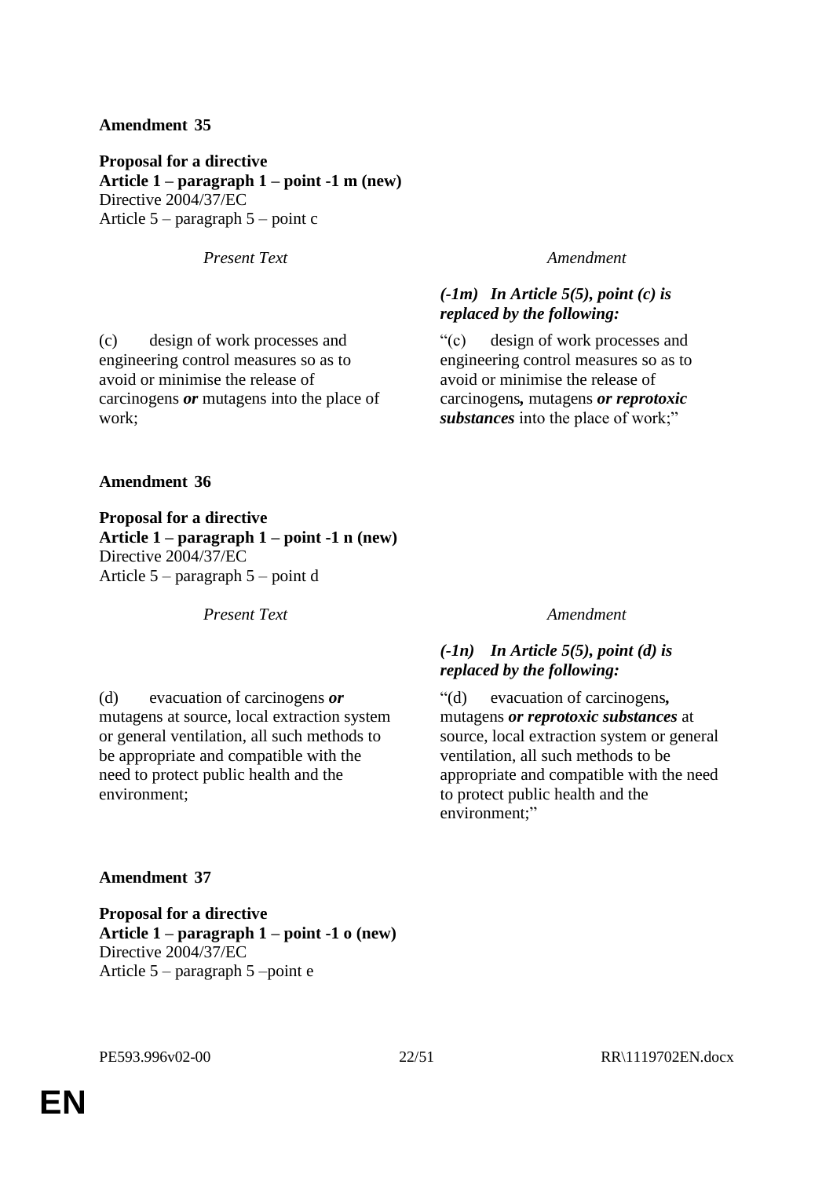**Amendment 35**

**Proposal for a directive**
**Article 1 – paragraph 1 – point -1 m (new)**
Directive 2004/37/EC
Article 5 – paragraph 5 – point c

| *Present Text* | *Amendment* |
| --- | --- |
| | ***(-1m) In Article 5(5), point (c) is replaced by the following:*** |
| (c) design of work processes and engineering control measures so as to avoid or minimise the release of carcinogens ***or*** mutagens into the place of work; | "(c) design of work processes and engineering control measures so as to avoid or minimise the release of carcinogens***,*** mutagens ***or reprotoxic substances*** into the place of work;" |

**Amendment 36**

**Proposal for a directive**
**Article 1 – paragraph 1 – point -1 n (new)**
Directive 2004/37/EC
Article 5 – paragraph 5 – point d

| *Present Text* | *Amendment* |
| --- | --- |
| | ***(-1n) In Article 5(5), point (d) is replaced by the following:*** |
| (d) evacuation of carcinogens ***or*** mutagens at source, local extraction system or general ventilation, all such methods to be appropriate and compatible with the need to protect public health and the environment; | "(d) evacuation of carcinogens***,*** mutagens ***or reprotoxic substances*** at source, local extraction system or general ventilation, all such methods to be appropriate and compatible with the need to protect public health and the environment;" |

**Amendment 37**

**Proposal for a directive**
**Article 1 – paragraph 1 – point -1 o (new)**
Directive 2004/37/EC
Article 5 – paragraph 5 –point e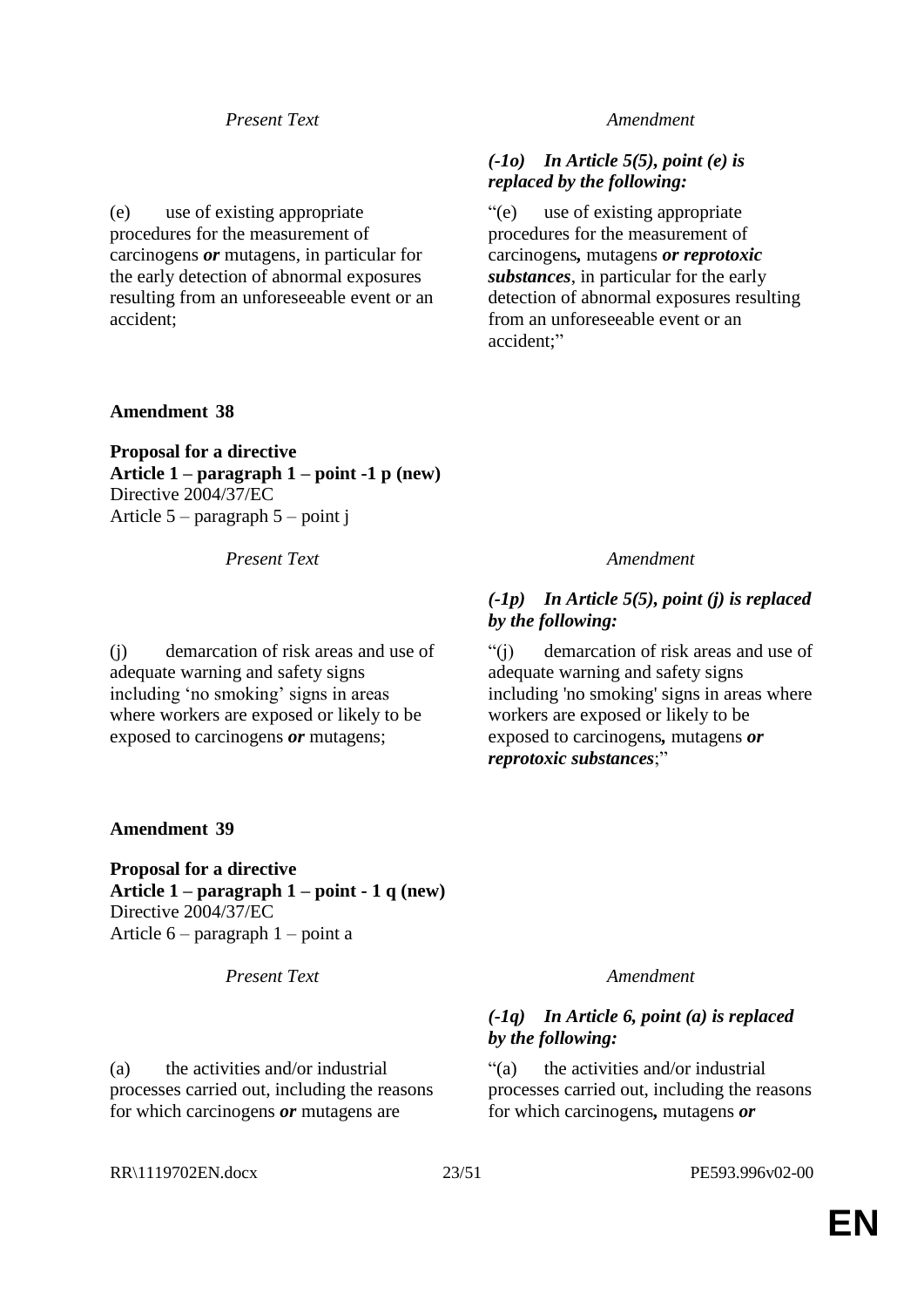| Present Text | Amendment |
|---|---|
| | ***(-1o) In Article 5(5), point (e) is replaced by the following:*** |
| (e) use of existing appropriate procedures for the measurement of carcinogens ***or*** mutagens, in particular for the early detection of abnormal exposures resulting from an unforeseeable event or an accident; | "(e) use of existing appropriate procedures for the measurement of carcinogens***,*** mutagens ***or reprotoxic substances***, in particular for the early detection of abnormal exposures resulting from an unforeseeable event or an accident;" |

**Amendment 38**

**Proposal for a directive**
**Article 1 – paragraph 1 – point -1 p (new)**
Directive 2004/37/EC
Article 5 – paragraph 5 – point j

| Present Text | Amendment |
|---|---|
| | ***(-1p) In Article 5(5), point (j) is replaced by the following:*** |
| (j) demarcation of risk areas and use of adequate warning and safety signs including 'no smoking' signs in areas where workers are exposed or likely to be exposed to carcinogens ***or*** mutagens; | "(j) demarcation of risk areas and use of adequate warning and safety signs including 'no smoking' signs in areas where workers are exposed or likely to be exposed to carcinogens***,*** mutagens ***or reprotoxic substances***;" |

**Amendment 39**

**Proposal for a directive**
**Article 1 – paragraph 1 – point - 1 q (new)**
Directive 2004/37/EC
Article 6 – paragraph 1 – point a

| Present Text | Amendment |
|---|---|
| | ***(-1q) In Article 6, point (a) is replaced by the following:*** |
| (a) the activities and/or industrial processes carried out, including the reasons for which carcinogens ***or*** mutagens are | "(a) the activities and/or industrial processes carried out, including the reasons for which carcinogens***,*** mutagens ***or*** |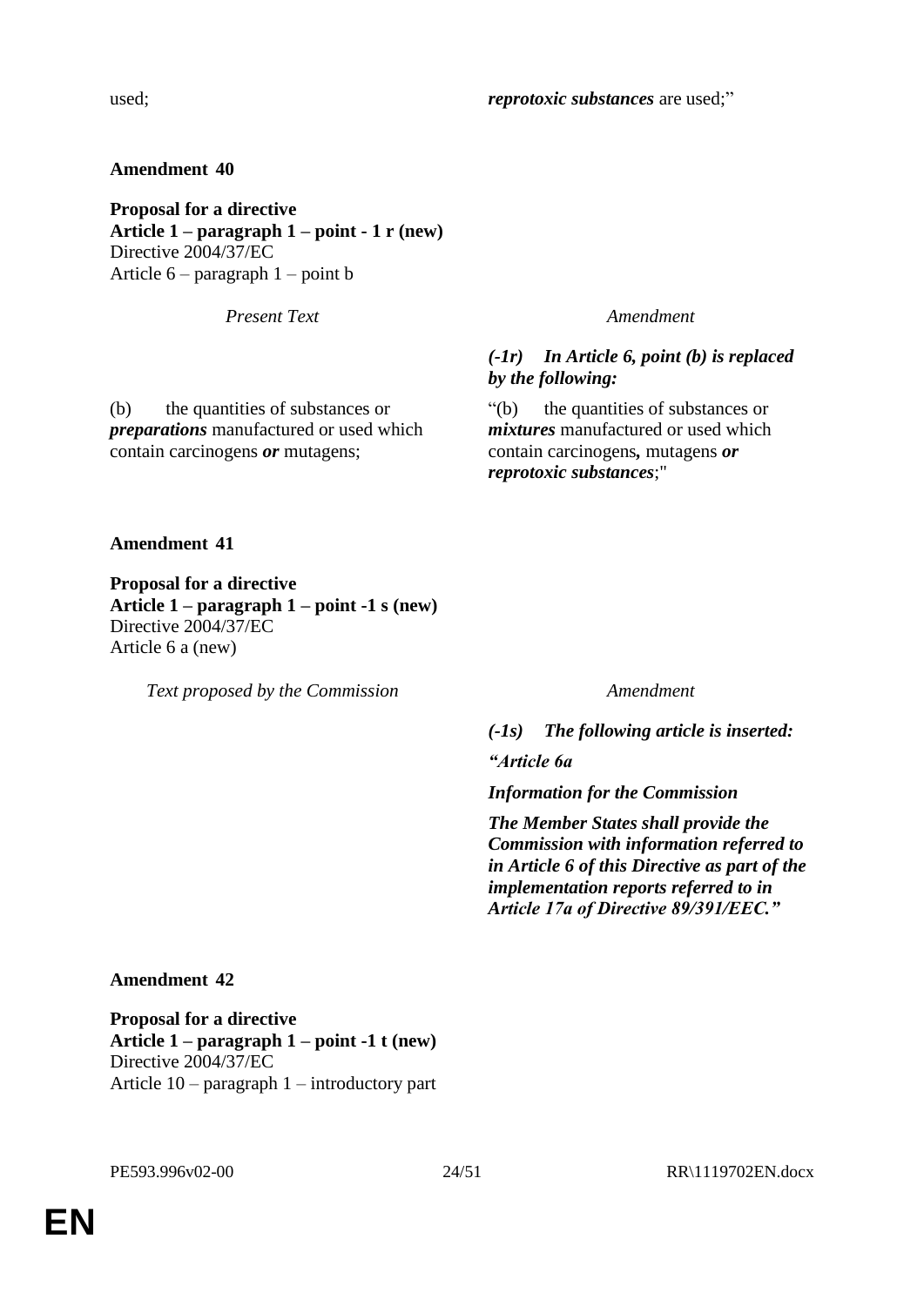| | |
|---|---|
| used; | ***reprotoxic substances*** are used;" |

**Amendment 40**

**Proposal for a directive**
**Article 1 – paragraph 1 – point - 1 r (new)**
Directive 2004/37/EC
Article 6 – paragraph 1 – point b

| *Present Text* | *Amendment* |
|---|---|
| | ***(-1r) In Article 6, point (b) is replaced by the following:*** |
| (b) the quantities of substances or ***preparations*** manufactured or used which contain carcinogens ***or*** mutagens; | "(b) the quantities of substances or ***mixtures*** manufactured or used which contain carcinogens***,*** mutagens ***or reprotoxic substances***;" |

**Amendment 41**

**Proposal for a directive**
**Article 1 – paragraph 1 – point -1 s (new)**
Directive 2004/37/EC
Article 6 a (new)

| *Text proposed by the Commission* | *Amendment* |
|---|---|
| | ***(-1s) The following article is inserted:*** |
| | ***"Article 6a*** |
| | ***Information for the Commission*** |
| | ***The Member States shall provide the Commission with information referred to in Article 6 of this Directive as part of the implementation reports referred to in Article 17a of Directive 89/391/EEC."*** |

**Amendment 42**

**Proposal for a directive**
**Article 1 – paragraph 1 – point -1 t (new)**
Directive 2004/37/EC
Article 10 – paragraph 1 – introductory part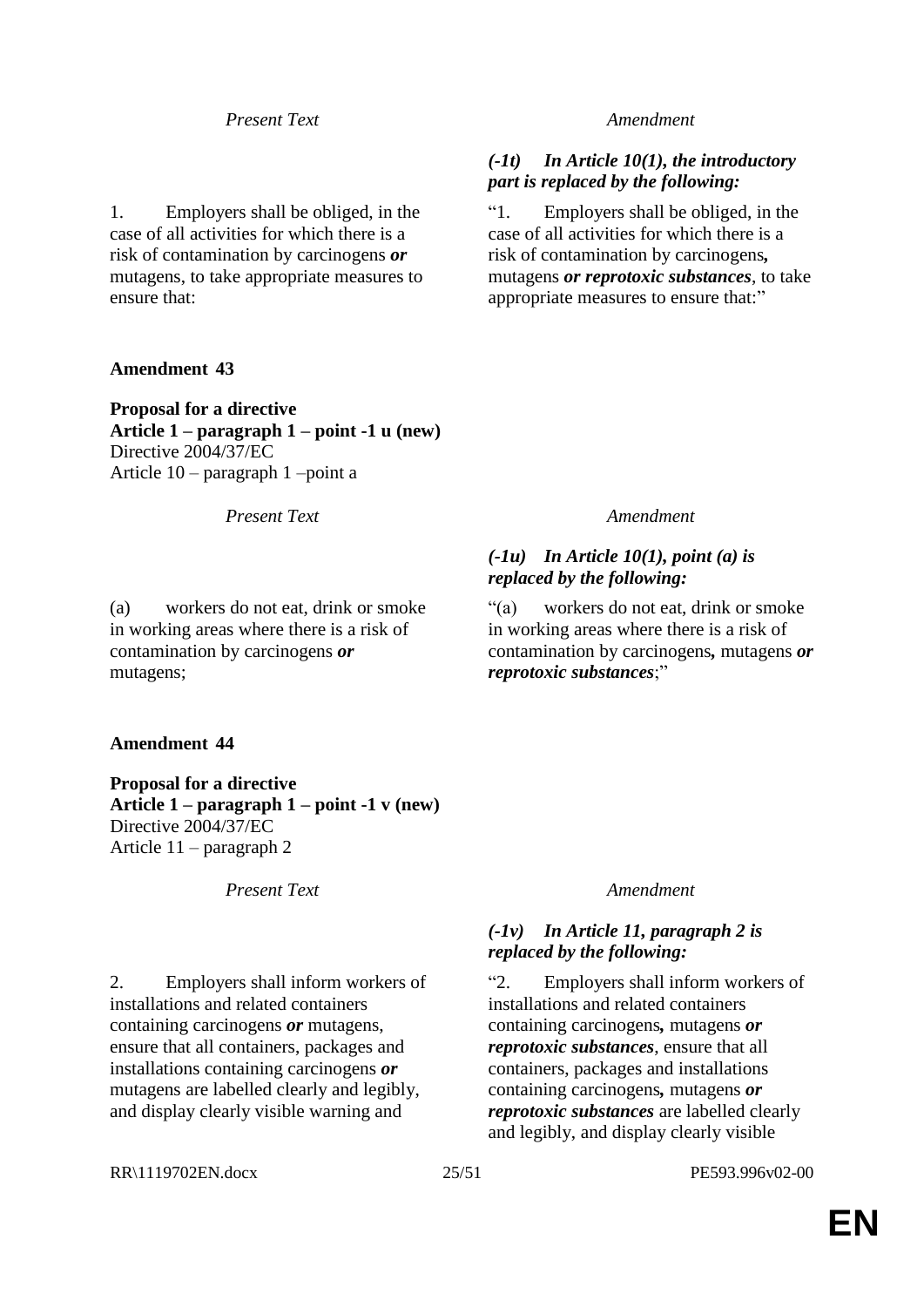| *Present Text* | *Amendment* |
|---|---|
| | ***(-1t) In Article 10(1), the introductory part is replaced by the following:*** |
| 1. Employers shall be obliged, in the case of all activities for which there is a risk of contamination by carcinogens ***or*** mutagens, to take appropriate measures to ensure that: | "1. Employers shall be obliged, in the case of all activities for which there is a risk of contamination by carcinogens***,*** mutagens ***or reprotoxic substances***, to take appropriate measures to ensure that:" |

**Amendment 43**

**Proposal for a directive**
**Article 1 – paragraph 1 – point -1 u (new)**
Directive 2004/37/EC
Article 10 – paragraph 1 –point a

| *Present Text* | *Amendment* |
|---|---|
| | ***(-1u) In Article 10(1), point (a) is replaced by the following:*** |
| (a) workers do not eat, drink or smoke in working areas where there is a risk of contamination by carcinogens ***or*** mutagens; | "(a) workers do not eat, drink or smoke in working areas where there is a risk of contamination by carcinogens***,*** mutagens ***or reprotoxic substances***;" |

**Amendment 44**

**Proposal for a directive**
**Article 1 – paragraph 1 – point -1 v (new)**
Directive 2004/37/EC
Article 11 – paragraph 2

| *Present Text* | *Amendment* |
|---|---|
| | ***(-1v) In Article 11, paragraph 2 is replaced by the following:*** |
| 2. Employers shall inform workers of installations and related containers containing carcinogens ***or*** mutagens, ensure that all containers, packages and installations containing carcinogens ***or*** mutagens are labelled clearly and legibly, and display clearly visible warning and | "2. Employers shall inform workers of installations and related containers containing carcinogens***,*** mutagens ***or reprotoxic substances***, ensure that all containers, packages and installations containing carcinogens***,*** mutagens ***or reprotoxic substances*** are labelled clearly and legibly, and display clearly visible |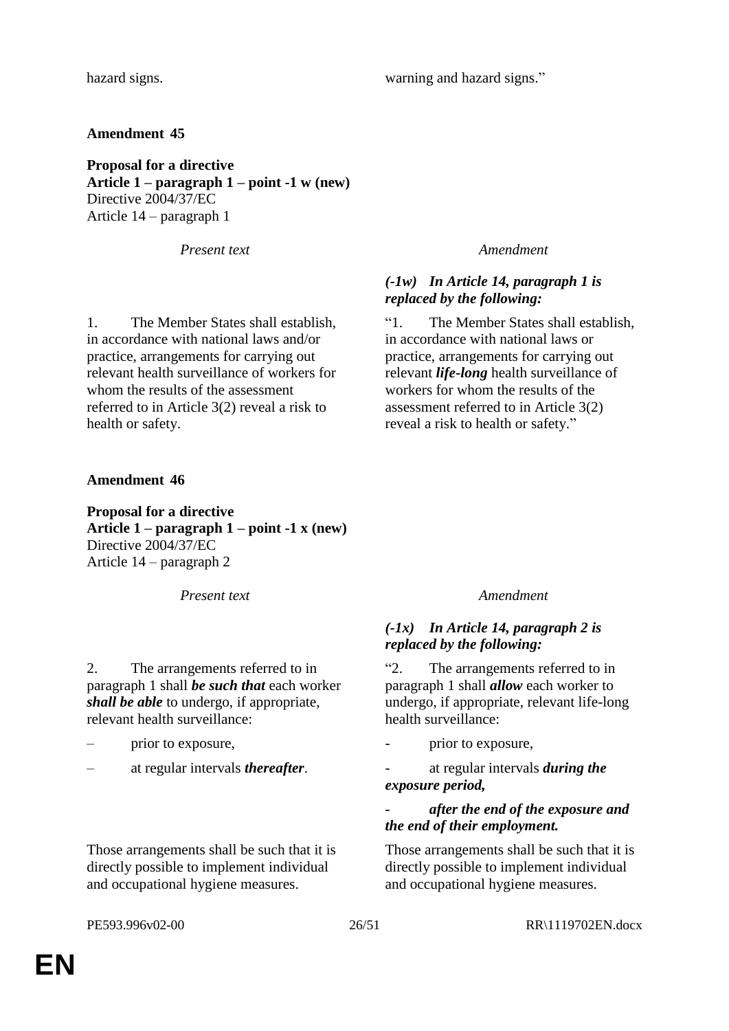| | |
|---|---|
| hazard signs. | warning and hazard signs." |

**Amendment 45**

**Proposal for a directive**
**Article 1 – paragraph 1 – point -1 w (new)**
Directive 2004/37/EC
Article 14 – paragraph 1

| *Present text* | *Amendment* |
|---|---|
| | ***(-1w) In Article 14, paragraph 1 is replaced by the following:*** |
| 1. The Member States shall establish, in accordance with national laws and/or practice, arrangements for carrying out relevant health surveillance of workers for whom the results of the assessment referred to in Article 3(2) reveal a risk to health or safety. | "1. The Member States shall establish, in accordance with national laws or practice, arrangements for carrying out relevant ***life-long*** health surveillance of workers for whom the results of the assessment referred to in Article 3(2) reveal a risk to health or safety." |

**Amendment 46**

**Proposal for a directive**
**Article 1 – paragraph 1 – point -1 x (new)**
Directive 2004/37/EC
Article 14 – paragraph 2

| *Present text* | *Amendment* |
|---|---|
| | ***(-1x) In Article 14, paragraph 2 is replaced by the following:*** |
| 2. The arrangements referred to in paragraph 1 shall ***be such that*** each worker ***shall be able*** to undergo, if appropriate, relevant health surveillance: | "2. The arrangements referred to in paragraph 1 shall ***allow*** each worker to undergo, if appropriate, relevant life-long health surveillance: |
| – prior to exposure, | - prior to exposure, |
| – at regular intervals ***thereafter***. | - at regular intervals ***during the exposure period,*** |
| | ***- after the end of the exposure and the end of their employment.*** |
| Those arrangements shall be such that it is directly possible to implement individual and occupational hygiene measures. | Those arrangements shall be such that it is directly possible to implement individual and occupational hygiene measures. |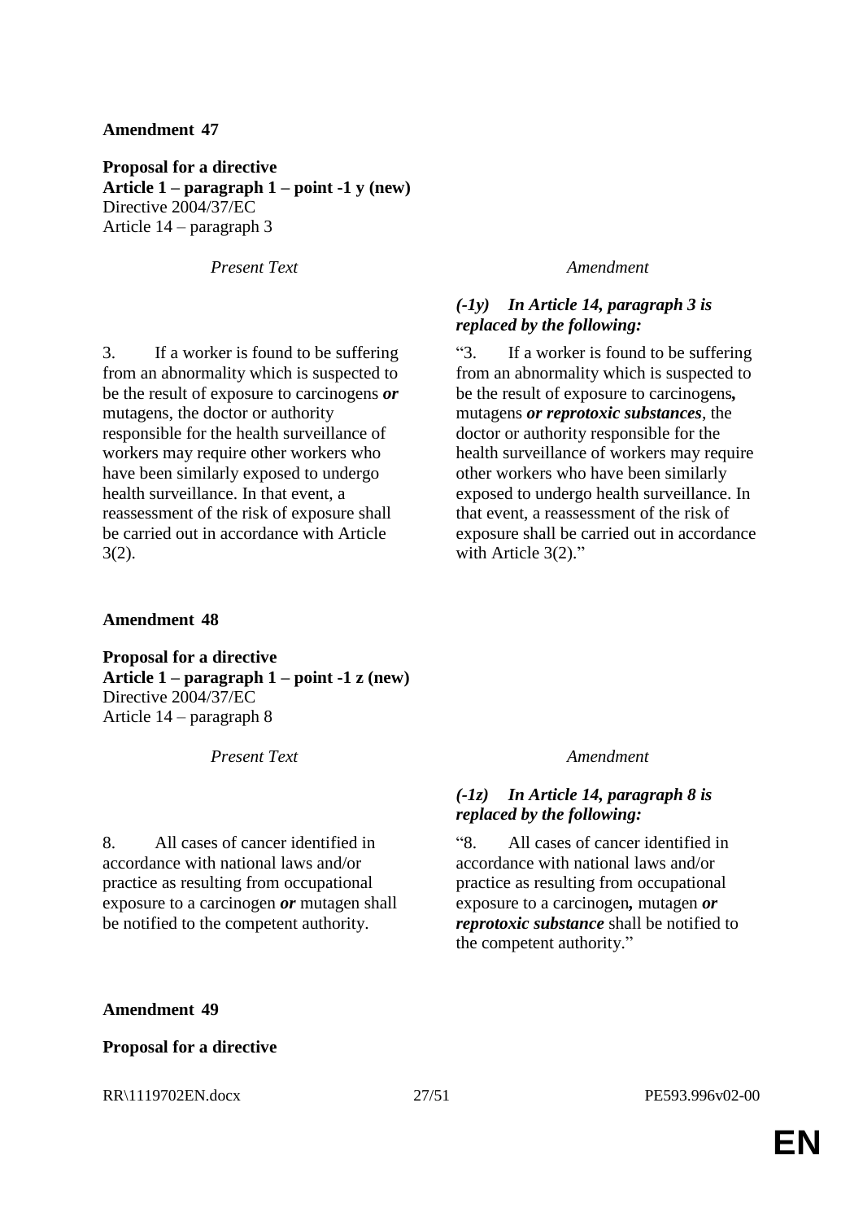**Amendment 47**

**Proposal for a directive**
**Article 1 – paragraph 1 – point -1 y (new)**
Directive 2004/37/EC
Article 14 – paragraph 3

| *Present Text* | *Amendment* |
| --- | --- |
| | ***(-1y) In Article 14, paragraph 3 is replaced by the following:*** |
| 3. If a worker is found to be suffering from an abnormality which is suspected to be the result of exposure to carcinogens ***or*** mutagens, the doctor or authority responsible for the health surveillance of workers may require other workers who have been similarly exposed to undergo health surveillance. In that event, a reassessment of the risk of exposure shall be carried out in accordance with Article 3(2). | "3. If a worker is found to be suffering from an abnormality which is suspected to be the result of exposure to carcinogens***,*** mutagens ***or reprotoxic substances***, the doctor or authority responsible for the health surveillance of workers may require other workers who have been similarly exposed to undergo health surveillance. In that event, a reassessment of the risk of exposure shall be carried out in accordance with Article 3(2)." |

**Amendment 48**

**Proposal for a directive**
**Article 1 – paragraph 1 – point -1 z (new)**
Directive 2004/37/EC
Article 14 – paragraph 8

| *Present Text* | *Amendment* |
| --- | --- |
| | ***(-1z) In Article 14, paragraph 8 is replaced by the following:*** |
| 8. All cases of cancer identified in accordance with national laws and/or practice as resulting from occupational exposure to a carcinogen ***or*** mutagen shall be notified to the competent authority. | "8. All cases of cancer identified in accordance with national laws and/or practice as resulting from occupational exposure to a carcinogen***,*** mutagen ***or reprotoxic substance*** shall be notified to the competent authority." |

**Amendment 49**

**Proposal for a directive**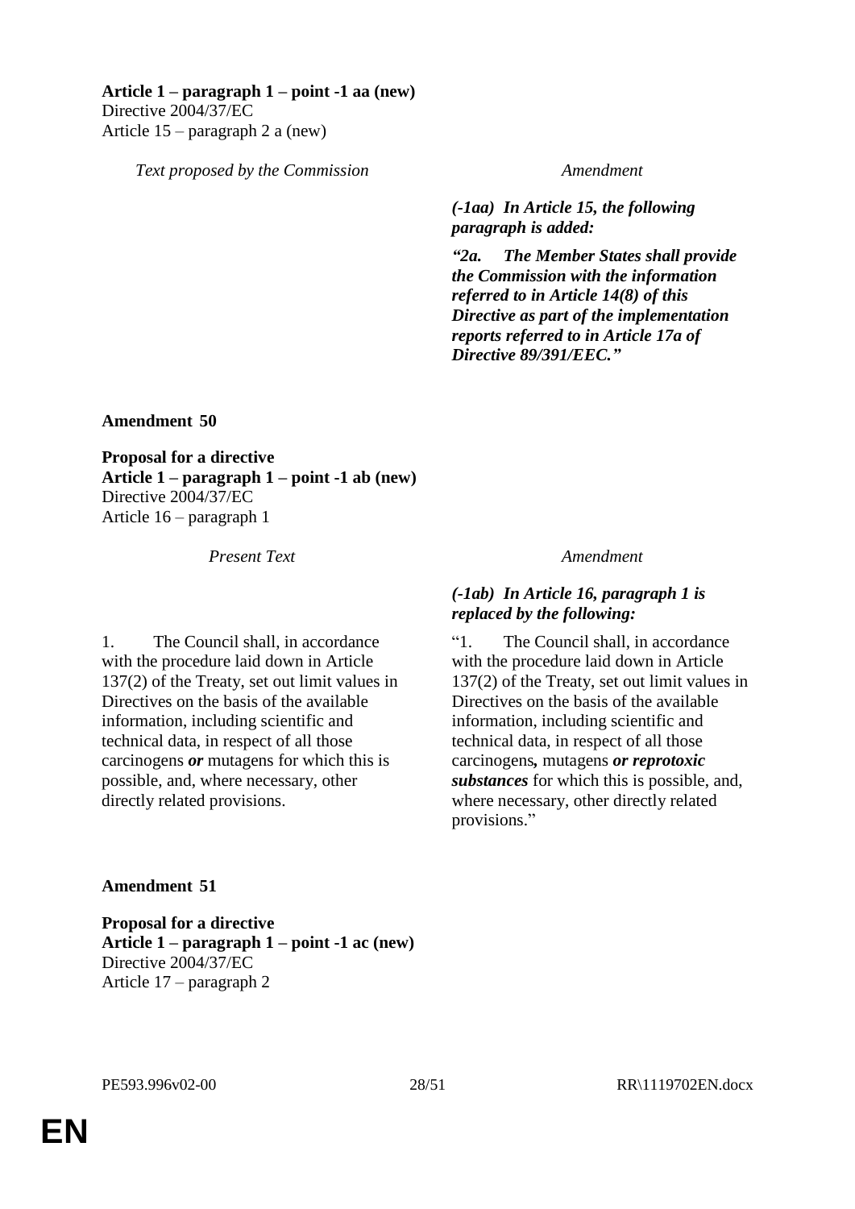**Article 1 – paragraph 1 – point -1 aa (new)**
Directive 2004/37/EC
Article 15 – paragraph 2 a (new)

| *Text proposed by the Commission* | *Amendment* |
|---|---|
| | ***(-1aa) In Article 15, the following paragraph is added:*** |
| | ***"2a. The Member States shall provide the Commission with the information referred to in Article 14(8) of this Directive as part of the implementation reports referred to in Article 17a of Directive 89/391/EEC."*** |

**Amendment 50**

**Proposal for a directive**
**Article 1 – paragraph 1 – point -1 ab (new)**
Directive 2004/37/EC
Article 16 – paragraph 1

| *Present Text* | *Amendment* |
|---|---|
| | ***(-1ab) In Article 16, paragraph 1 is replaced by the following:*** |
| 1. The Council shall, in accordance with the procedure laid down in Article 137(2) of the Treaty, set out limit values in Directives on the basis of the available information, including scientific and technical data, in respect of all those carcinogens ***or*** mutagens for which this is possible, and, where necessary, other directly related provisions. | "1. The Council shall, in accordance with the procedure laid down in Article 137(2) of the Treaty, set out limit values in Directives on the basis of the available information, including scientific and technical data, in respect of all those carcinogens***,*** mutagens ***or reprotoxic substances*** for which this is possible, and, where necessary, other directly related provisions." |

**Amendment 51**

**Proposal for a directive**
**Article 1 – paragraph 1 – point -1 ac (new)**
Directive 2004/37/EC
Article 17 – paragraph 2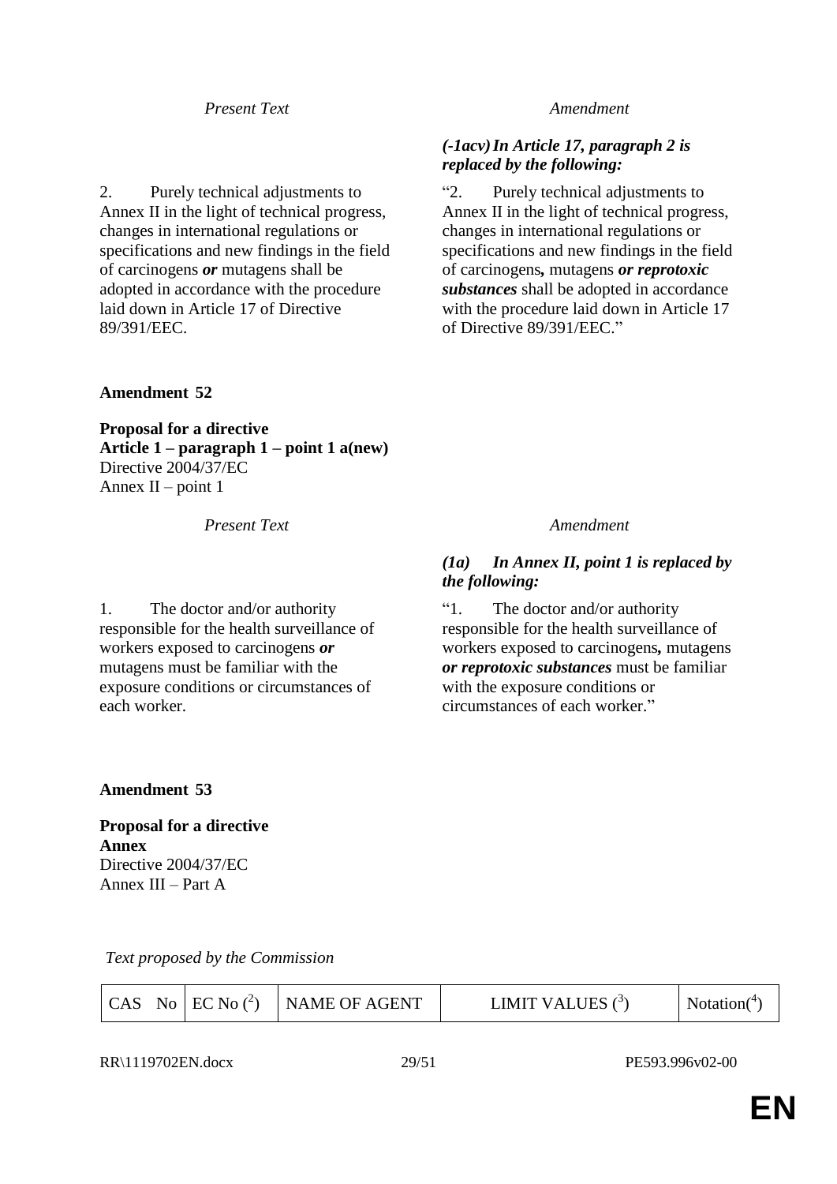| *Present Text* | *Amendment* |
|---|---|
| | ***(-1acv) In Article 17, paragraph 2 is replaced by the following:*** |
| 2. Purely technical adjustments to Annex II in the light of technical progress, changes in international regulations or specifications and new findings in the field of carcinogens ***or*** mutagens shall be adopted in accordance with the procedure laid down in Article 17 of Directive 89/391/EEC. | "2. Purely technical adjustments to Annex II in the light of technical progress, changes in international regulations or specifications and new findings in the field of carcinogens***,*** mutagens ***or reprotoxic substances*** shall be adopted in accordance with the procedure laid down in Article 17 of Directive 89/391/EEC." |

**Amendment 52**

**Proposal for a directive**
**Article 1 – paragraph 1 – point 1 a(new)**
Directive 2004/37/EC
Annex II – point 1

| *Present Text* | *Amendment* |
|---|---|
| | ***(1a) In Annex II, point 1 is replaced by the following:*** |
| 1. The doctor and/or authority responsible for the health surveillance of workers exposed to carcinogens ***or*** mutagens must be familiar with the exposure conditions or circumstances of each worker. | "1. The doctor and/or authority responsible for the health surveillance of workers exposed to carcinogens***,*** mutagens ***or reprotoxic substances*** must be familiar with the exposure conditions or circumstances of each worker." |

**Amendment 53**

**Proposal for a directive**
**Annex**
Directive 2004/37/EC
Annex III – Part A

*Text proposed by the Commission*

| CAS No | EC No (2) | NAME OF AGENT | LIMIT VALUES (3) | Notation(4) |
|---|---|---|---|---|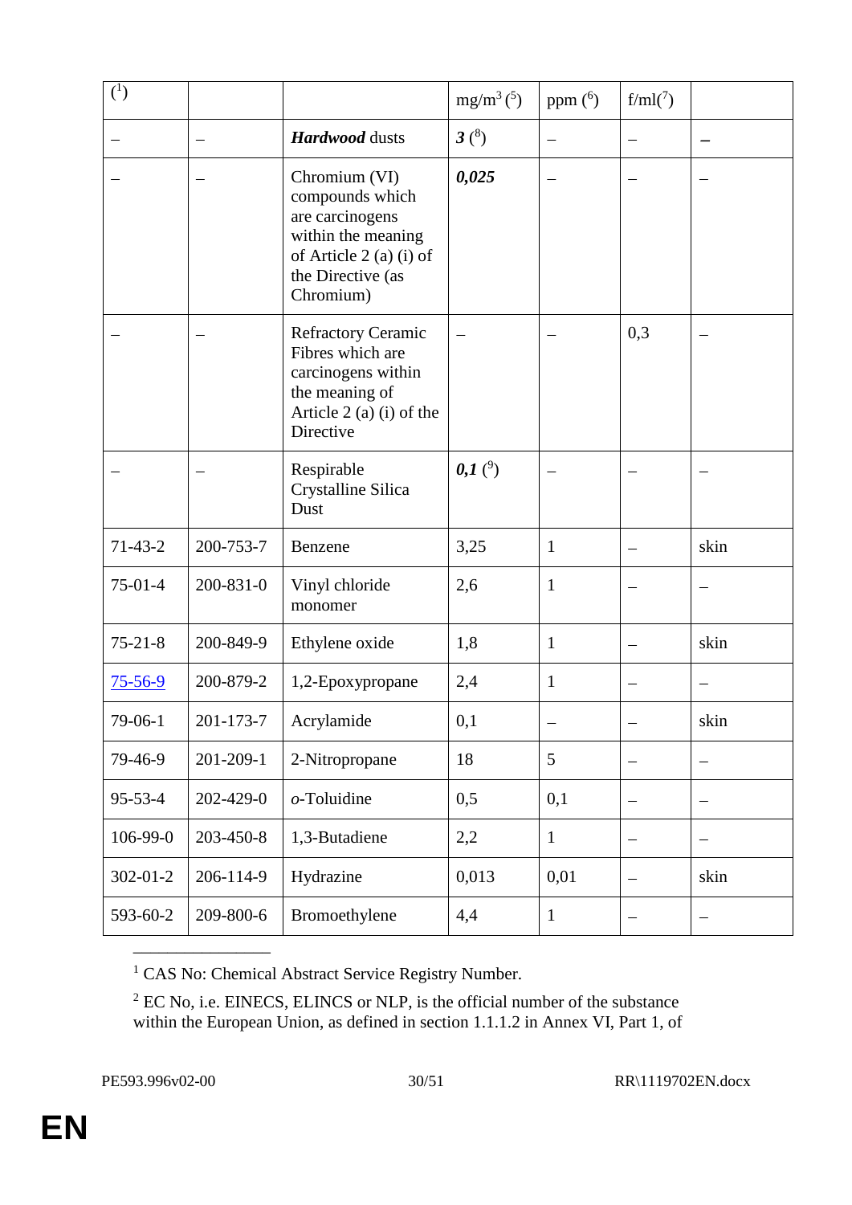| ([1]) | | | mg/m$^3$ ([5]) | ppm ([6]) | f/ml([7]) | |
|---|---|---|---|---|---|---|
| – | – | ***Hardwood*** dusts | ***3*** ([8]) | – | – | **–** |
| – | – | Chromium (VI) compounds which are carcinogens within the meaning of Article 2 (a) (i) of the Directive (as Chromium) | ***0,025*** | – | – | – |
| – | – | Refractory Ceramic Fibres which are carcinogens within the meaning of Article 2 (a) (i) of the Directive | – | – | 0,3 | – |
| – | – | Respirable Crystalline Silica Dust | ***0,1*** ([9]) | – | – | – |
| 71-43-2 | 200-753-7 | Benzene | 3,25 | 1 | – | skin |
| 75-01-4 | 200-831-0 | Vinyl chloride monomer | 2,6 | 1 | – | – |
| 75-21-8 | 200-849-9 | Ethylene oxide | 1,8 | 1 | – | skin |
| 75-56-9 | 200-879-2 | 1,2-Epoxypropane | 2,4 | 1 | – | – |
| 79-06-1 | 201-173-7 | Acrylamide | 0,1 | – | – | skin |
| 79-46-9 | 201-209-1 | 2-Nitropropane | 18 | 5 | – | – |
| 95-53-4 | 202-429-0 | *o*-Toluidine | 0,5 | 0,1 | – | – |
| 106-99-0 | 203-450-8 | 1,3-Butadiene | 2,2 | 1 | – | – |
| 302-01-2 | 206-114-9 | Hydrazine | 0,013 | 0,01 | – | skin |
| 593-60-2 | 209-800-6 | Bromoethylene | 4,4 | 1 | – | – |

[1] CAS No: Chemical Abstract Service Registry Number.

[2] EC No, i.e. EINECS, ELINCS or NLP, is the official number of the substance within the European Union, as defined in section 1.1.1.2 in Annex VI, Part 1, of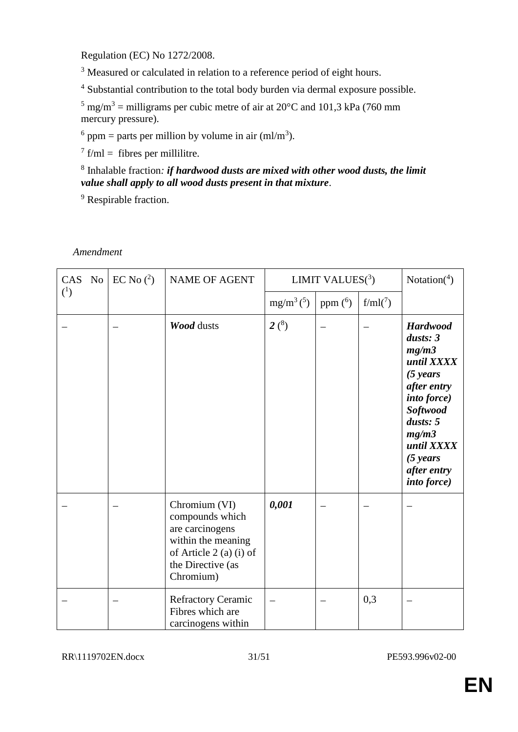Regulation (EC) No 1272/2008.

[3] Measured or calculated in relation to a reference period of eight hours.

[4] Substantial contribution to the total body burden via dermal exposure possible.

[5] $mg/m^3$ = milligrams per cubic metre of air at 20°C and 101,3 kPa (760 mm mercury pressure).

[6] ppm = parts per million by volume in air ($ml/m^3$).

[7] f/ml = fibres per millilitre.

[8] Inhalable fraction*: **if hardwood dusts are mixed with other wood dusts, the limit value shall apply to all wood dusts present in that mixture***.

[9] Respirable fraction.

*Amendment*

| CAS No ([1]) | EC No ([2]) | NAME OF AGENT | LIMIT VALUES([3]) | | | Notation([4]) |
|---|---|---|---|---|---|---|
| | | | $mg/m^3$ ([5]) | ppm ([6]) | f/ml([7]) | |
| – | – | ***Wood*** dusts | ***2*** ([8]) | – | – | ***Hardwood dusts: 3 mg/m3 until XXXX (5 years after entry into force) Softwood dusts: 5 mg/m3 until XXXX (5 years after entry into force)*** |
| – | – | Chromium (VI) compounds which are carcinogens within the meaning of Article 2 (a) (i) of the Directive (as Chromium) | ***0,001*** | – | – | – |
| – | – | Refractory Ceramic Fibres which are carcinogens within | – | – | 0,3 | – |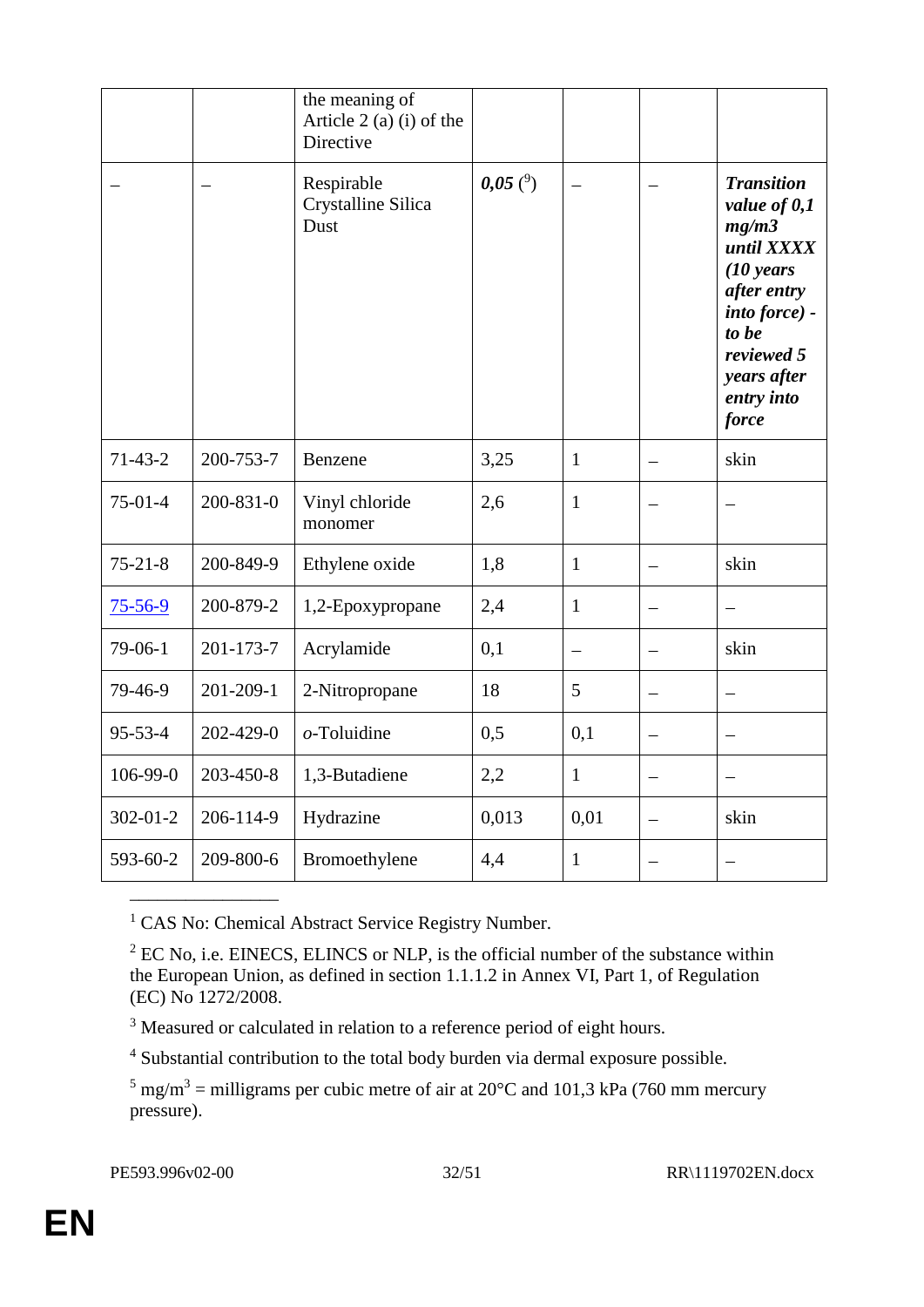| | | the meaning of Article 2 (a) (i) of the Directive | | | | |
|---|---|---|---|---|---|---|
| – | – | Respirable Crystalline Silica Dust | ***0,05*** (9) | – | – | ***Transition value of 0,1 mg/m3 until XXXX (10 years after entry into force) - to be reviewed 5 years after entry into force*** |
| 71-43-2 | 200-753-7 | Benzene | 3,25 | 1 | – | skin |
| 75-01-4 | 200-831-0 | Vinyl chloride monomer | 2,6 | 1 | – | – |
| 75-21-8 | 200-849-9 | Ethylene oxide | 1,8 | 1 | – | skin |
| 75-56-9 | 200-879-2 | 1,2-Epoxypropane | 2,4 | 1 | – | – |
| 79-06-1 | 201-173-7 | Acrylamide | 0,1 | – | – | skin |
| 79-46-9 | 201-209-1 | 2-Nitropropane | 18 | 5 | – | – |
| 95-53-4 | 202-429-0 | *o*-Toluidine | 0,5 | 0,1 | – | – |
| 106-99-0 | 203-450-8 | 1,3-Butadiene | 2,2 | 1 | – | – |
| 302-01-2 | 206-114-9 | Hydrazine | 0,013 | 0,01 | – | skin |
| 593-60-2 | 209-800-6 | Bromoethylene | 4,4 | 1 | – | – |

[1] CAS No: Chemical Abstract Service Registry Number.

[2] EC No, i.e. EINECS, ELINCS or NLP, is the official number of the substance within the European Union, as defined in section 1.1.1.2 in Annex VI, Part 1, of Regulation (EC) No 1272/2008.

[3] Measured or calculated in relation to a reference period of eight hours.

[4] Substantial contribution to the total body burden via dermal exposure possible.

[5] $mg/m^3$ = milligrams per cubic metre of air at 20°C and 101,3 kPa (760 mm mercury pressure).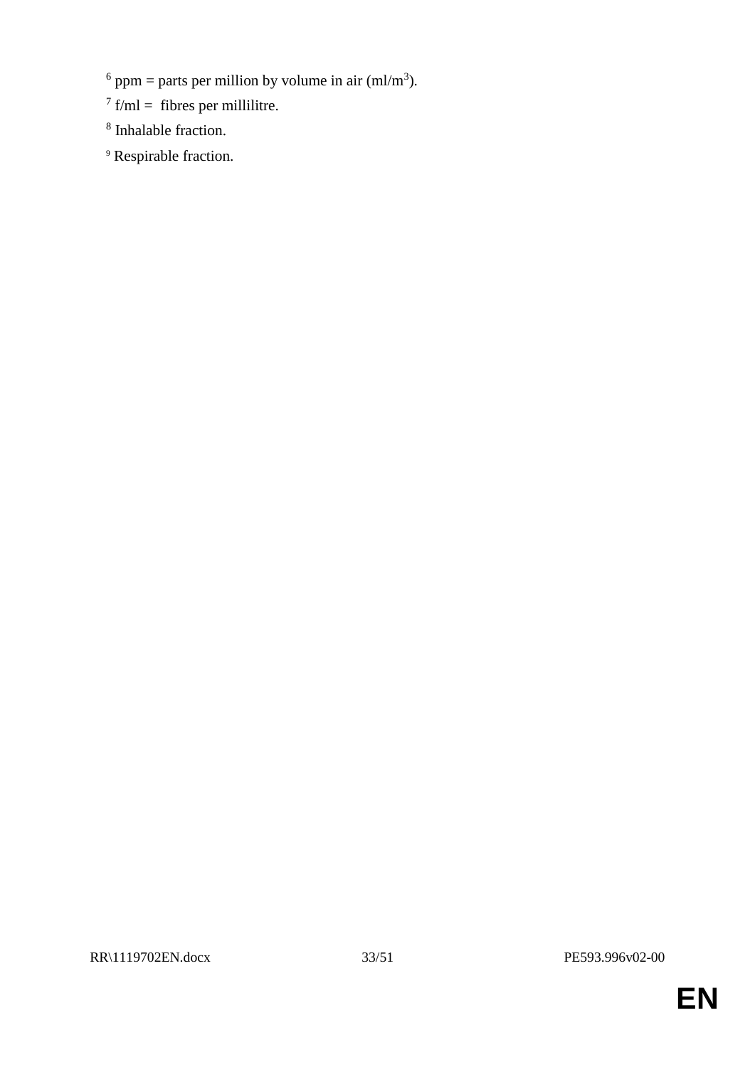[6] ppm = parts per million by volume in air (ml/$m^3$).

[7] f/ml = fibres per millilitre.

[8] Inhalable fraction.

[9] Respirable fraction.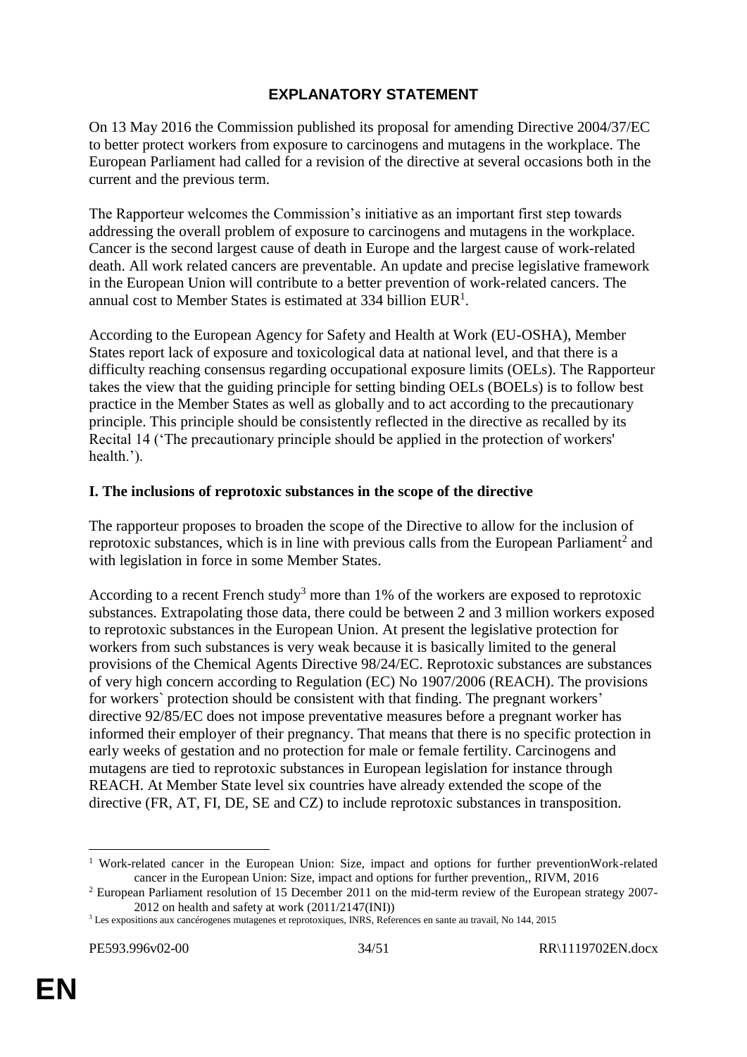# EXPLANATORY STATEMENT

On 13 May 2016 the Commission published its proposal for amending Directive 2004/37/EC to better protect workers from exposure to carcinogens and mutagens in the workplace. The European Parliament had called for a revision of the directive at several occasions both in the current and the previous term.

The Rapporteur welcomes the Commission's initiative as an important first step towards addressing the overall problem of exposure to carcinogens and mutagens in the workplace. Cancer is the second largest cause of death in Europe and the largest cause of work-related death. All work related cancers are preventable. An update and precise legislative framework in the European Union will contribute to a better prevention of work-related cancers. The annual cost to Member States is estimated at 334 billion EUR[1].

According to the European Agency for Safety and Health at Work (EU-OSHA), Member States report lack of exposure and toxicological data at national level, and that there is a difficulty reaching consensus regarding occupational exposure limits (OELs). The Rapporteur takes the view that the guiding principle for setting binding OELs (BOELs) is to follow best practice in the Member States as well as globally and to act according to the precautionary principle. This principle should be consistently reflected in the directive as recalled by its Recital 14 ('The precautionary principle should be applied in the protection of workers' health.').

## I. The inclusions of reprotoxic substances in the scope of the directive

The rapporteur proposes to broaden the scope of the Directive to allow for the inclusion of reprotoxic substances, which is in line with previous calls from the European Parliament[2] and with legislation in force in some Member States.

According to a recent French study[3] more than 1% of the workers are exposed to reprotoxic substances. Extrapolating those data, there could be between 2 and 3 million workers exposed to reprotoxic substances in the European Union. At present the legislative protection for workers from such substances is very weak because it is basically limited to the general provisions of the Chemical Agents Directive 98/24/EC. Reprotoxic substances are substances of very high concern according to Regulation (EC) No 1907/2006 (REACH). The provisions for workers` protection should be consistent with that finding. The pregnant workers' directive 92/85/EC does not impose preventative measures before a pregnant worker has informed their employer of their pregnancy. That means that there is no specific protection in early weeks of gestation and no protection for male or female fertility. Carcinogens and mutagens are tied to reprotoxic substances in European legislation for instance through REACH. At Member State level six countries have already extended the scope of the directive (FR, AT, FI, DE, SE and CZ) to include reprotoxic substances in transposition.

---

[1] Work-related cancer in the European Union: Size, impact and options for further preventionWork-related cancer in the European Union: Size, impact and options for further prevention,, RIVM, 2016

[2] European Parliament resolution of 15 December 2011 on the mid-term review of the European strategy 2007-2012 on health and safety at work (2011/2147(INI))

[3] Les expositions aux cancérogenes mutagenes et reprotoxiques, INRS, References en sante au travail, No 144, 2015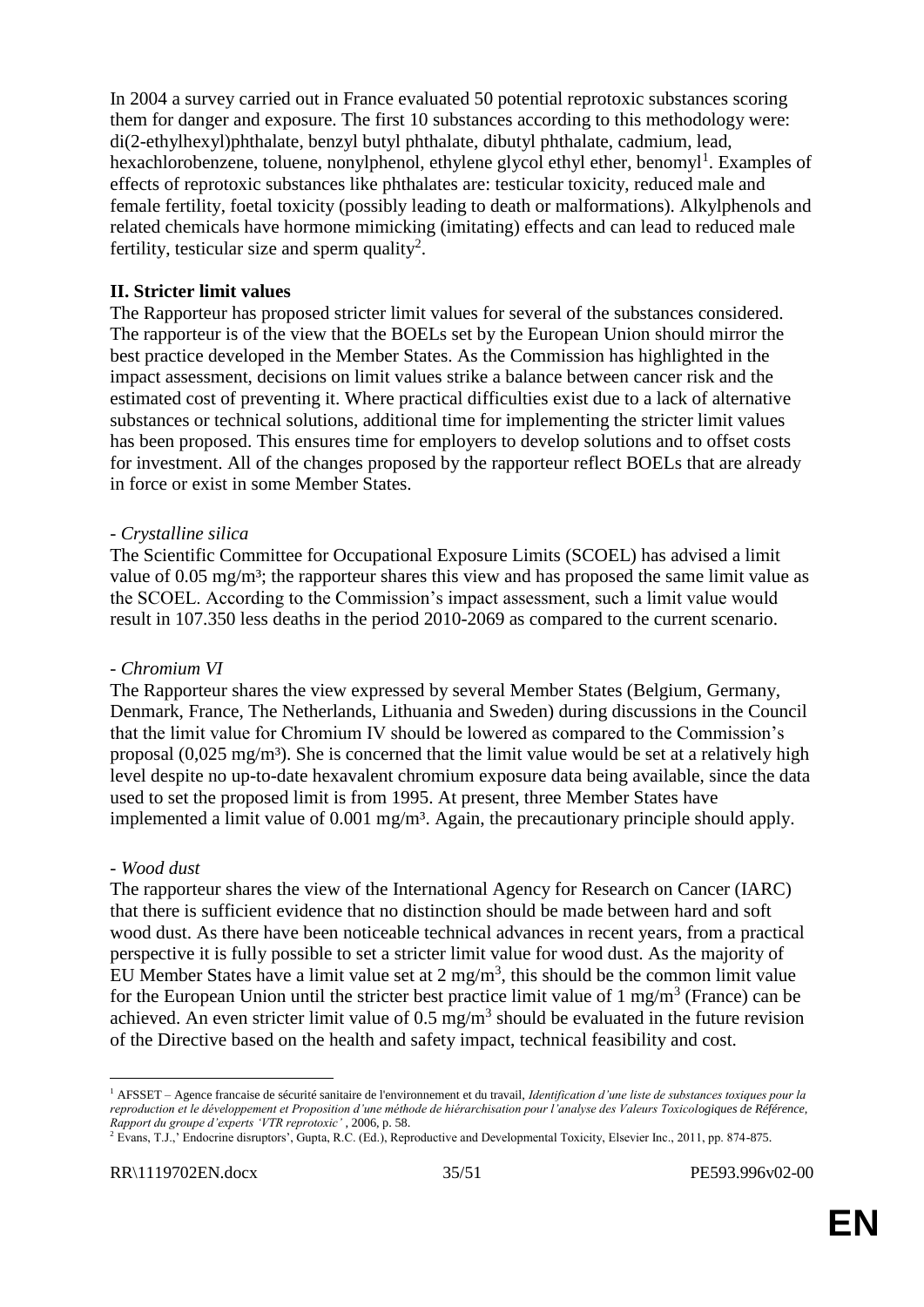In 2004 a survey carried out in France evaluated 50 potential reprotoxic substances scoring them for danger and exposure. The first 10 substances according to this methodology were: di(2-ethylhexyl)phthalate, benzyl butyl phthalate, dibutyl phthalate, cadmium, lead, hexachlorobenzene, toluene, nonylphenol, ethylene glycol ethyl ether, benomyl[1]. Examples of effects of reprotoxic substances like phthalates are: testicular toxicity, reduced male and female fertility, foetal toxicity (possibly leading to death or malformations). Alkylphenols and related chemicals have hormone mimicking (imitating) effects and can lead to reduced male fertility, testicular size and sperm quality[2].

**II. Stricter limit values**

The Rapporteur has proposed stricter limit values for several of the substances considered. The rapporteur is of the view that the BOELs set by the European Union should mirror the best practice developed in the Member States. As the Commission has highlighted in the impact assessment, decisions on limit values strike a balance between cancer risk and the estimated cost of preventing it. Where practical difficulties exist due to a lack of alternative substances or technical solutions, additional time for implementing the stricter limit values has been proposed. This ensures time for employers to develop solutions and to offset costs for investment. All of the changes proposed by the rapporteur reflect BOELs that are already in force or exist in some Member States.

- *Crystalline silica*

The Scientific Committee for Occupational Exposure Limits (SCOEL) has advised a limit value of 0.05 mg/m³; the rapporteur shares this view and has proposed the same limit value as the SCOEL. According to the Commission's impact assessment, such a limit value would result in 107.350 less deaths in the period 2010-2069 as compared to the current scenario.

- *Chromium VI*

The Rapporteur shares the view expressed by several Member States (Belgium, Germany, Denmark, France, The Netherlands, Lithuania and Sweden) during discussions in the Council that the limit value for Chromium IV should be lowered as compared to the Commission's proposal (0,025 mg/m³). She is concerned that the limit value would be set at a relatively high level despite no up-to-date hexavalent chromium exposure data being available, since the data used to set the proposed limit is from 1995. At present, three Member States have implemented a limit value of 0.001 mg/m³. Again, the precautionary principle should apply.

- *Wood dust*

The rapporteur shares the view of the International Agency for Research on Cancer (IARC) that there is sufficient evidence that no distinction should be made between hard and soft wood dust. As there have been noticeable technical advances in recent years, from a practical perspective it is fully possible to set a stricter limit value for wood dust. As the majority of EU Member States have a limit value set at 2 mg/m³, this should be the common limit value for the European Union until the stricter best practice limit value of 1 mg/m³ (France) can be achieved. An even stricter limit value of 0.5 mg/m³ should be evaluated in the future revision of the Directive based on the health and safety impact, technical feasibility and cost.

---

[1] AFSSET – Agence francaise de sécurité sanitaire de l'environnement et du travail, *Identification d'une liste de substances toxiques pour la reproduction et le développement et Proposition d'une méthode de hiérarchisation pour l'analyse des Valeurs Toxicologiques de Référence, Rapport du groupe d'experts 'VTR reprotoxic'* , 2006, p. 58.

[2] Evans, T.J.,' Endocrine disruptors', Gupta, R.C. (Ed.), Reproductive and Developmental Toxicity, Elsevier Inc., 2011, pp. 874-875.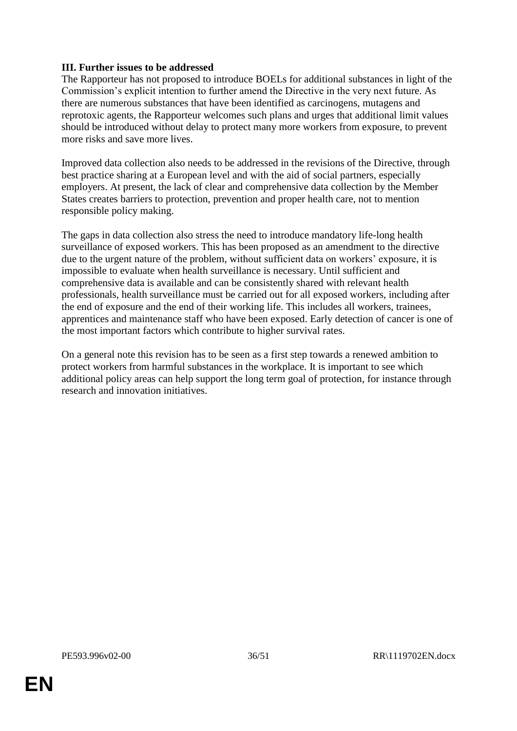**III. Further issues to be addressed**

The Rapporteur has not proposed to introduce BOELs for additional substances in light of the Commission's explicit intention to further amend the Directive in the very next future. As there are numerous substances that have been identified as carcinogens, mutagens and reprotoxic agents, the Rapporteur welcomes such plans and urges that additional limit values should be introduced without delay to protect many more workers from exposure, to prevent more risks and save more lives.

Improved data collection also needs to be addressed in the revisions of the Directive, through best practice sharing at a European level and with the aid of social partners, especially employers. At present, the lack of clear and comprehensive data collection by the Member States creates barriers to protection, prevention and proper health care, not to mention responsible policy making.

The gaps in data collection also stress the need to introduce mandatory life-long health surveillance of exposed workers. This has been proposed as an amendment to the directive due to the urgent nature of the problem, without sufficient data on workers' exposure, it is impossible to evaluate when health surveillance is necessary. Until sufficient and comprehensive data is available and can be consistently shared with relevant health professionals, health surveillance must be carried out for all exposed workers, including after the end of exposure and the end of their working life. This includes all workers, trainees, apprentices and maintenance staff who have been exposed. Early detection of cancer is one of the most important factors which contribute to higher survival rates.

On a general note this revision has to be seen as a first step towards a renewed ambition to protect workers from harmful substances in the workplace. It is important to see which additional policy areas can help support the long term goal of protection, for instance through research and innovation initiatives.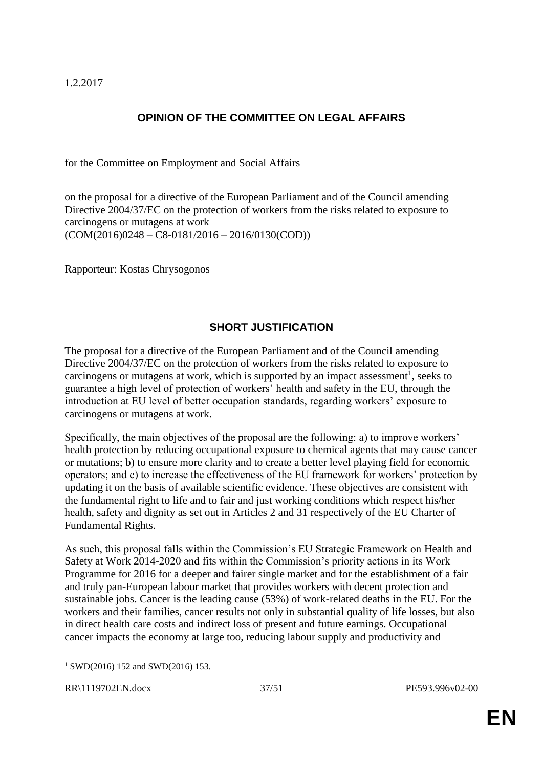1.2.2017

## OPINION OF THE COMMITTEE ON LEGAL AFFAIRS

for the Committee on Employment and Social Affairs

on the proposal for a directive of the European Parliament and of the Council amending Directive 2004/37/EC on the protection of workers from the risks related to exposure to carcinogens or mutagens at work
(COM(2016)0248 – C8-0181/2016 – 2016/0130(COD))

Rapporteur: Kostas Chrysogonos

## SHORT JUSTIFICATION

The proposal for a directive of the European Parliament and of the Council amending Directive 2004/37/EC on the protection of workers from the risks related to exposure to carcinogens or mutagens at work, which is supported by an impact assessment[1], seeks to guarantee a high level of protection of workers' health and safety in the EU, through the introduction at EU level of better occupation standards, regarding workers' exposure to carcinogens or mutagens at work.

Specifically, the main objectives of the proposal are the following: a) to improve workers' health protection by reducing occupational exposure to chemical agents that may cause cancer or mutations; b) to ensure more clarity and to create a better level playing field for economic operators; and c) to increase the effectiveness of the EU framework for workers' protection by updating it on the basis of available scientific evidence. These objectives are consistent with the fundamental right to life and to fair and just working conditions which respect his/her health, safety and dignity as set out in Articles 2 and 31 respectively of the EU Charter of Fundamental Rights.

As such, this proposal falls within the Commission's EU Strategic Framework on Health and Safety at Work 2014-2020 and fits within the Commission's priority actions in its Work Programme for 2016 for a deeper and fairer single market and for the establishment of a fair and truly pan-European labour market that provides workers with decent protection and sustainable jobs. Cancer is the leading cause (53%) of work-related deaths in the EU. For the workers and their families, cancer results not only in substantial quality of life losses, but also in direct health care costs and indirect loss of present and future earnings. Occupational cancer impacts the economy at large too, reducing labour supply and productivity and

[1] SWD(2016) 152 and SWD(2016) 153.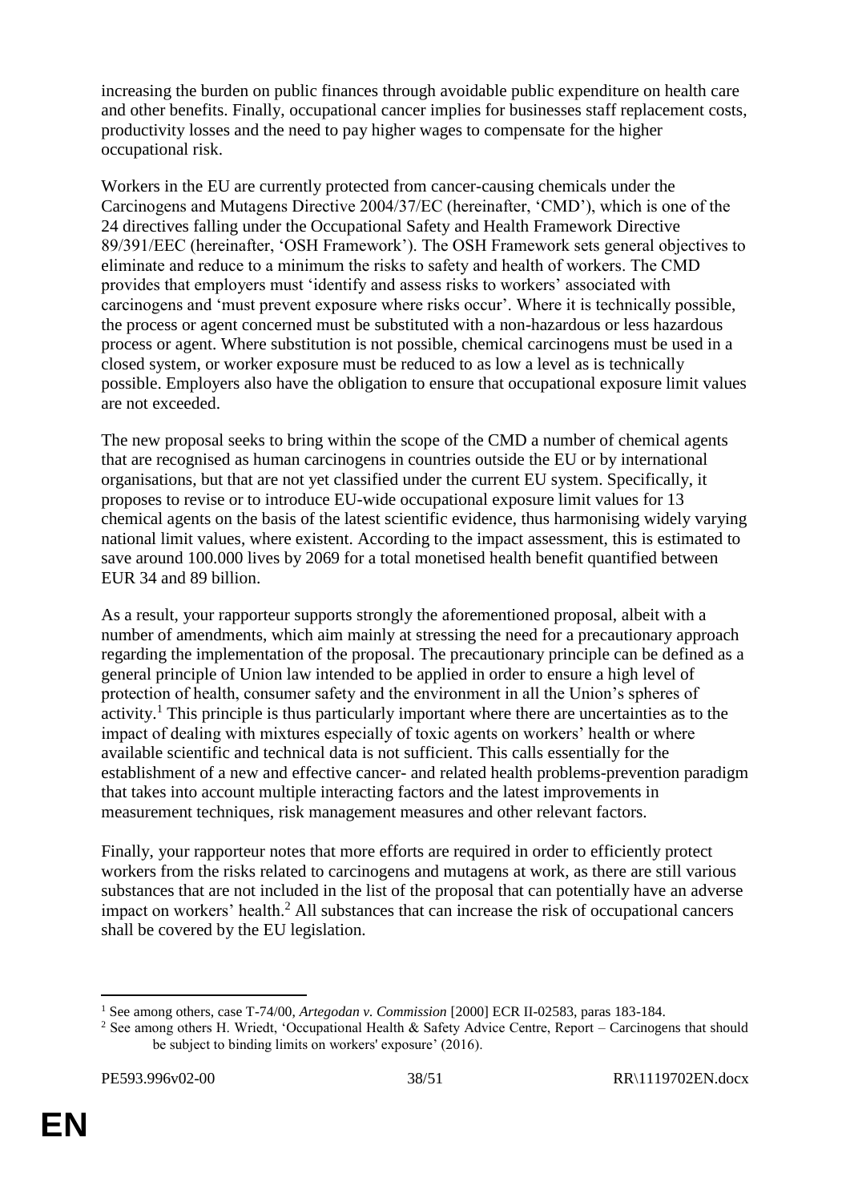increasing the burden on public finances through avoidable public expenditure on health care and other benefits. Finally, occupational cancer implies for businesses staff replacement costs, productivity losses and the need to pay higher wages to compensate for the higher occupational risk.

Workers in the EU are currently protected from cancer-causing chemicals under the Carcinogens and Mutagens Directive 2004/37/EC (hereinafter, 'CMD'), which is one of the 24 directives falling under the Occupational Safety and Health Framework Directive 89/391/EEC (hereinafter, 'OSH Framework'). The OSH Framework sets general objectives to eliminate and reduce to a minimum the risks to safety and health of workers. The CMD provides that employers must 'identify and assess risks to workers' associated with carcinogens and 'must prevent exposure where risks occur'. Where it is technically possible, the process or agent concerned must be substituted with a non-hazardous or less hazardous process or agent. Where substitution is not possible, chemical carcinogens must be used in a closed system, or worker exposure must be reduced to as low a level as is technically possible. Employers also have the obligation to ensure that occupational exposure limit values are not exceeded.

The new proposal seeks to bring within the scope of the CMD a number of chemical agents that are recognised as human carcinogens in countries outside the EU or by international organisations, but that are not yet classified under the current EU system. Specifically, it proposes to revise or to introduce EU-wide occupational exposure limit values for 13 chemical agents on the basis of the latest scientific evidence, thus harmonising widely varying national limit values, where existent. According to the impact assessment, this is estimated to save around 100.000 lives by 2069 for a total monetised health benefit quantified between EUR 34 and 89 billion.

As a result, your rapporteur supports strongly the aforementioned proposal, albeit with a number of amendments, which aim mainly at stressing the need for a precautionary approach regarding the implementation of the proposal. The precautionary principle can be defined as a general principle of Union law intended to be applied in order to ensure a high level of protection of health, consumer safety and the environment in all the Union's spheres of activity.[1] This principle is thus particularly important where there are uncertainties as to the impact of dealing with mixtures especially of toxic agents on workers' health or where available scientific and technical data is not sufficient. This calls essentially for the establishment of a new and effective cancer- and related health problems-prevention paradigm that takes into account multiple interacting factors and the latest improvements in measurement techniques, risk management measures and other relevant factors.

Finally, your rapporteur notes that more efforts are required in order to efficiently protect workers from the risks related to carcinogens and mutagens at work, as there are still various substances that are not included in the list of the proposal that can potentially have an adverse impact on workers' health.[2] All substances that can increase the risk of occupational cancers shall be covered by the EU legislation.

---

[1] See among others, case T-74/00, *Artegodan v. Commission* [2000] ECR II-02583, paras 183-184.

[2] See among others H. Wriedt, 'Occupational Health & Safety Advice Centre, Report – Carcinogens that should be subject to binding limits on workers' exposure' (2016).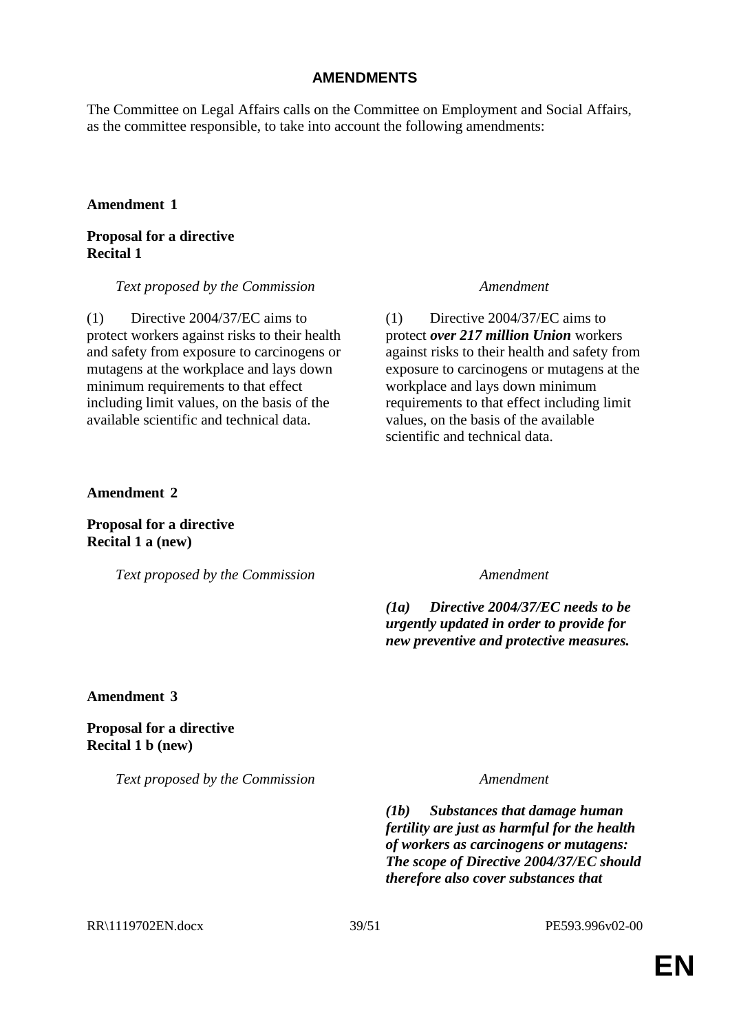## AMENDMENTS

The Committee on Legal Affairs calls on the Committee on Employment and Social Affairs, as the committee responsible, to take into account the following amendments:

**Amendment 1**

**Proposal for a directive**
**Recital 1**

| *Text proposed by the Commission* | *Amendment* |
| --- | --- |
| (1) Directive 2004/37/EC aims to protect workers against risks to their health and safety from exposure to carcinogens or mutagens at the workplace and lays down minimum requirements to that effect including limit values, on the basis of the available scientific and technical data. | (1) Directive 2004/37/EC aims to protect ***over 217 million Union*** workers against risks to their health and safety from exposure to carcinogens or mutagens at the workplace and lays down minimum requirements to that effect including limit values, on the basis of the available scientific and technical data. |

**Amendment 2**

**Proposal for a directive**
**Recital 1 a (new)**

| *Text proposed by the Commission* | *Amendment* |
| --- | --- |
| | ***(1a) Directive 2004/37/EC needs to be urgently updated in order to provide for new preventive and protective measures.*** |

**Amendment 3**

**Proposal for a directive**
**Recital 1 b (new)**

| *Text proposed by the Commission* | *Amendment* |
| --- | --- |
| | ***(1b) Substances that damage human fertility are just as harmful for the health of workers as carcinogens or mutagens: The scope of Directive 2004/37/EC should therefore also cover substances that*** |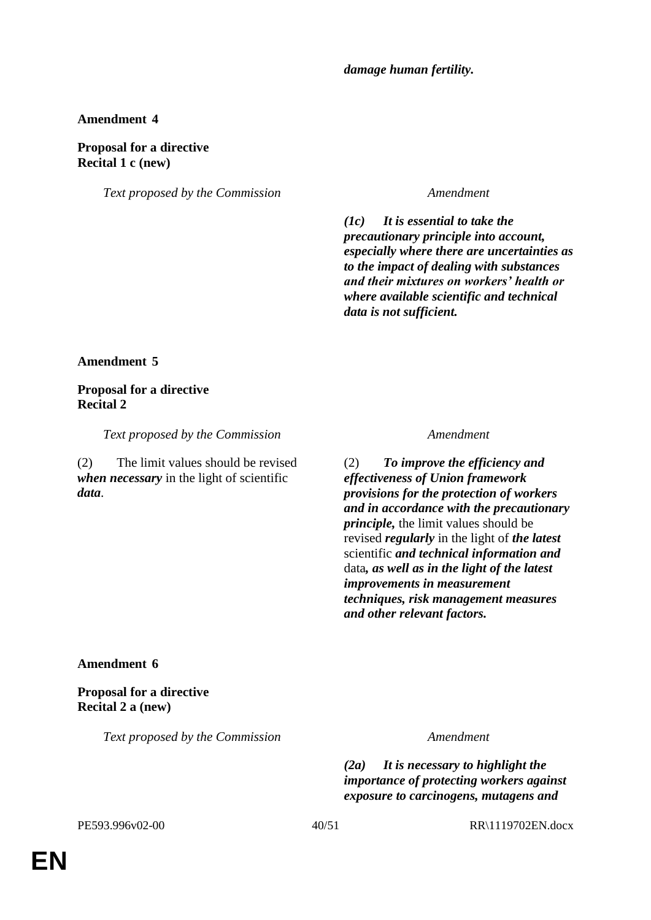***damage human fertility.***

**Amendment 4**

**Proposal for a directive**
**Recital 1 c (new)**

| *Text proposed by the Commission* | *Amendment* |
|---|---|
| | ***(1c) It is essential to take the precautionary principle into account, especially where there are uncertainties as to the impact of dealing with substances and their mixtures on workers' health or where available scientific and technical data is not sufficient.*** |

**Amendment 5**

**Proposal for a directive**
**Recital 2**

| *Text proposed by the Commission* | *Amendment* |
|---|---|
| (2) The limit values should be revised ***when necessary*** in the light of scientific ***data***. | (2) ***To improve the efficiency and effectiveness of Union framework provisions for the protection of workers and in accordance with the precautionary principle,*** the limit values should be revised ***regularly*** in the light of ***the latest*** scientific ***and technical information and*** data***, as well as in the light of the latest improvements in measurement techniques, risk management measures and other relevant factors.*** |

**Amendment 6**

**Proposal for a directive**
**Recital 2 a (new)**

| *Text proposed by the Commission* | *Amendment* |
|---|---|
| | ***(2a) It is necessary to highlight the importance of protecting workers against exposure to carcinogens, mutagens and*** |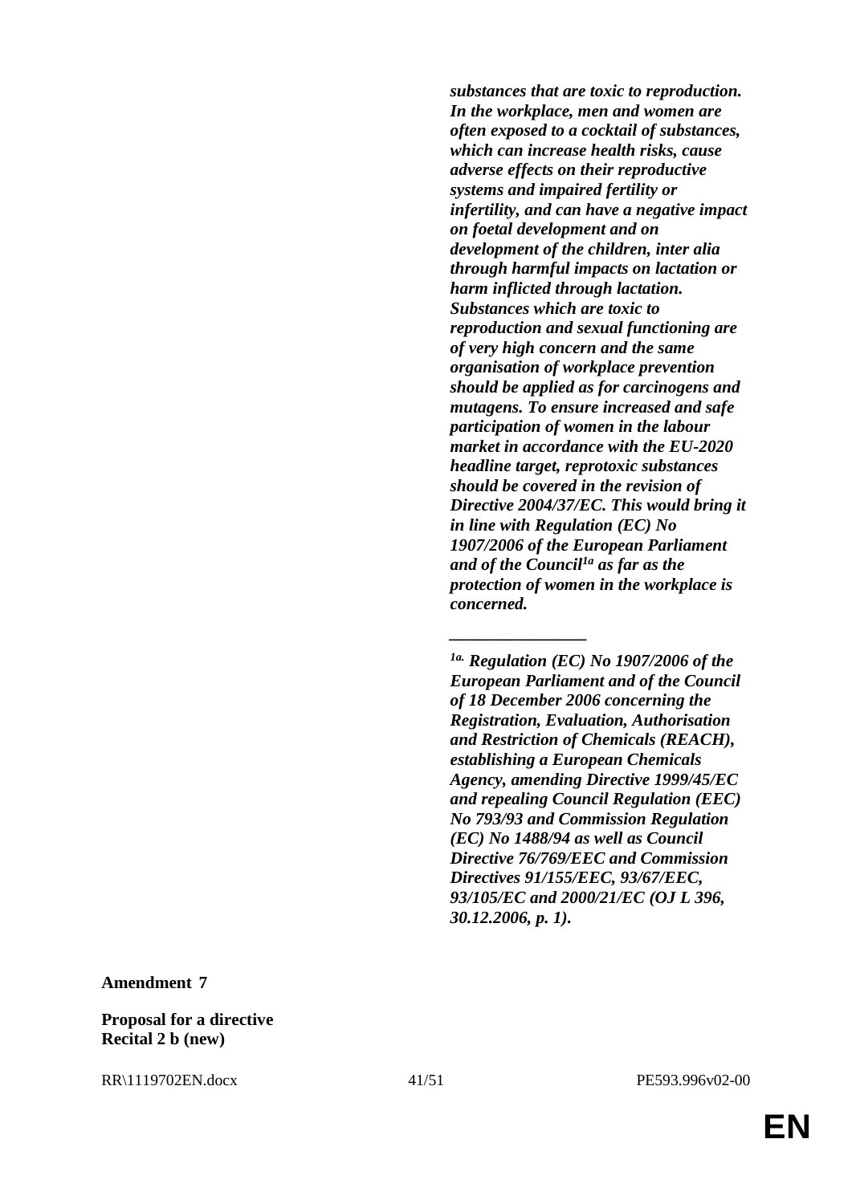***substances that are toxic to reproduction. In the workplace, men and women are often exposed to a cocktail of substances, which can increase health risks, cause adverse effects on their reproductive systems and impaired fertility or infertility, and can have a negative impact on foetal development and on development of the children, inter alia through harmful impacts on lactation or harm inflicted through lactation. Substances which are toxic to reproduction and sexual functioning are of very high concern and the same organisation of workplace prevention should be applied as for carcinogens and mutagens. To ensure increased and safe participation of women in the labour market in accordance with the EU-2020 headline target, reprotoxic substances should be covered in the revision of Directive 2004/37/EC. This would bring it in line with Regulation (EC) No 1907/2006 of the European Parliament and of the Council[1a] as far as the protection of women in the workplace is concerned.***

***________________***

***[1a.] Regulation (EC) No 1907/2006 of the European Parliament and of the Council of 18 December 2006 concerning the Registration, Evaluation, Authorisation and Restriction of Chemicals (REACH), establishing a European Chemicals Agency, amending Directive 1999/45/EC and repealing Council Regulation (EEC) No 793/93 and Commission Regulation (EC) No 1488/94 as well as Council Directive 76/769/EEC and Commission Directives 91/155/EEC, 93/67/EEC, 93/105/EC and 2000/21/EC (OJ L 396, 30.12.2006, p. 1).***

**Amendment 7**

**Proposal for a directive**
**Recital 2 b (new)**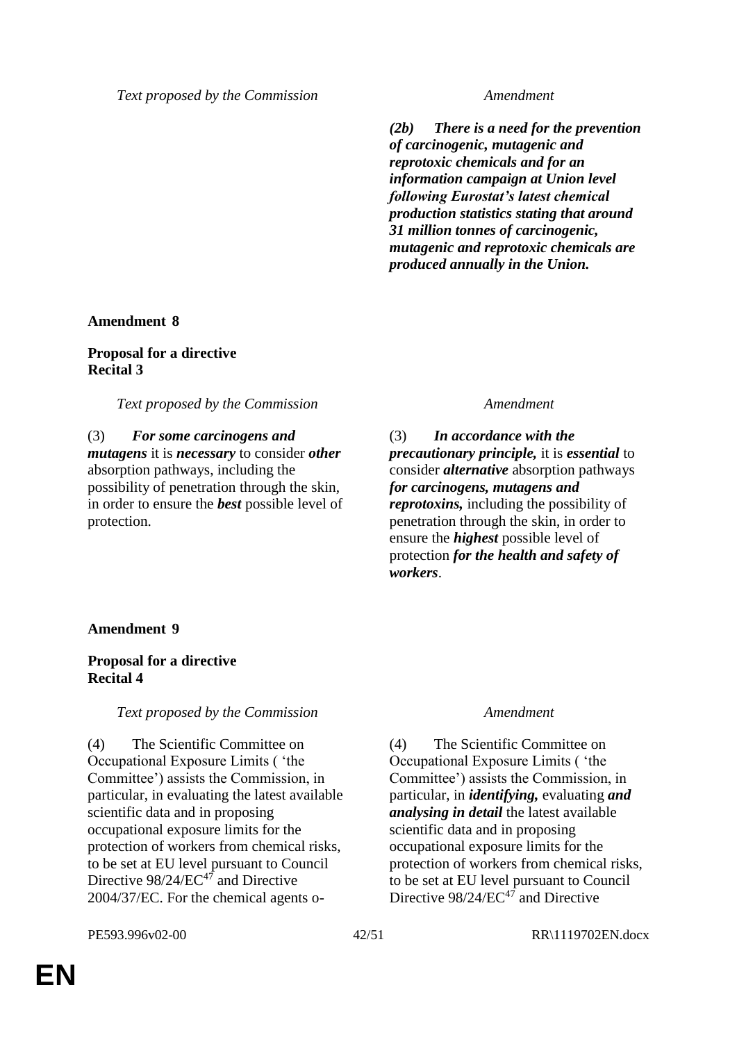| Text proposed by the Commission | Amendment |
|---|---|
| | ***(2b) There is a need for the prevention of carcinogenic, mutagenic and reprotoxic chemicals and for an information campaign at Union level following Eurostat's latest chemical production statistics stating that around 31 million tonnes of carcinogenic, mutagenic and reprotoxic chemicals are produced annually in the Union.*** |

**Amendment 8**

**Proposal for a directive**
**Recital 3**

| Text proposed by the Commission | Amendment |
|---|---|
| (3) ***For some carcinogens and mutagens*** it is ***necessary*** to consider ***other*** absorption pathways, including the possibility of penetration through the skin, in order to ensure the ***best*** possible level of protection. | (3) ***In accordance with the precautionary principle,*** it is ***essential*** to consider ***alternative*** absorption pathways ***for carcinogens, mutagens and reprotoxins,*** including the possibility of penetration through the skin, in order to ensure the ***highest*** possible level of protection ***for the health and safety of workers***. |

**Amendment 9**

**Proposal for a directive**
**Recital 4**

| Text proposed by the Commission | Amendment |
|---|---|
| (4) The Scientific Committee on Occupational Exposure Limits ( 'the Committee') assists the Commission, in particular, in evaluating the latest available scientific data and in proposing occupational exposure limits for the protection of workers from chemical risks, to be set at EU level pursuant to Council Directive 98/24/EC[47] and Directive 2004/37/EC. For the chemical agents o- | (4) The Scientific Committee on Occupational Exposure Limits ( 'the Committee') assists the Commission, in particular, in ***identifying,*** evaluating ***and analysing in detail*** the latest available scientific data and in proposing occupational exposure limits for the protection of workers from chemical risks, to be set at EU level pursuant to Council Directive 98/24/EC[47] and Directive |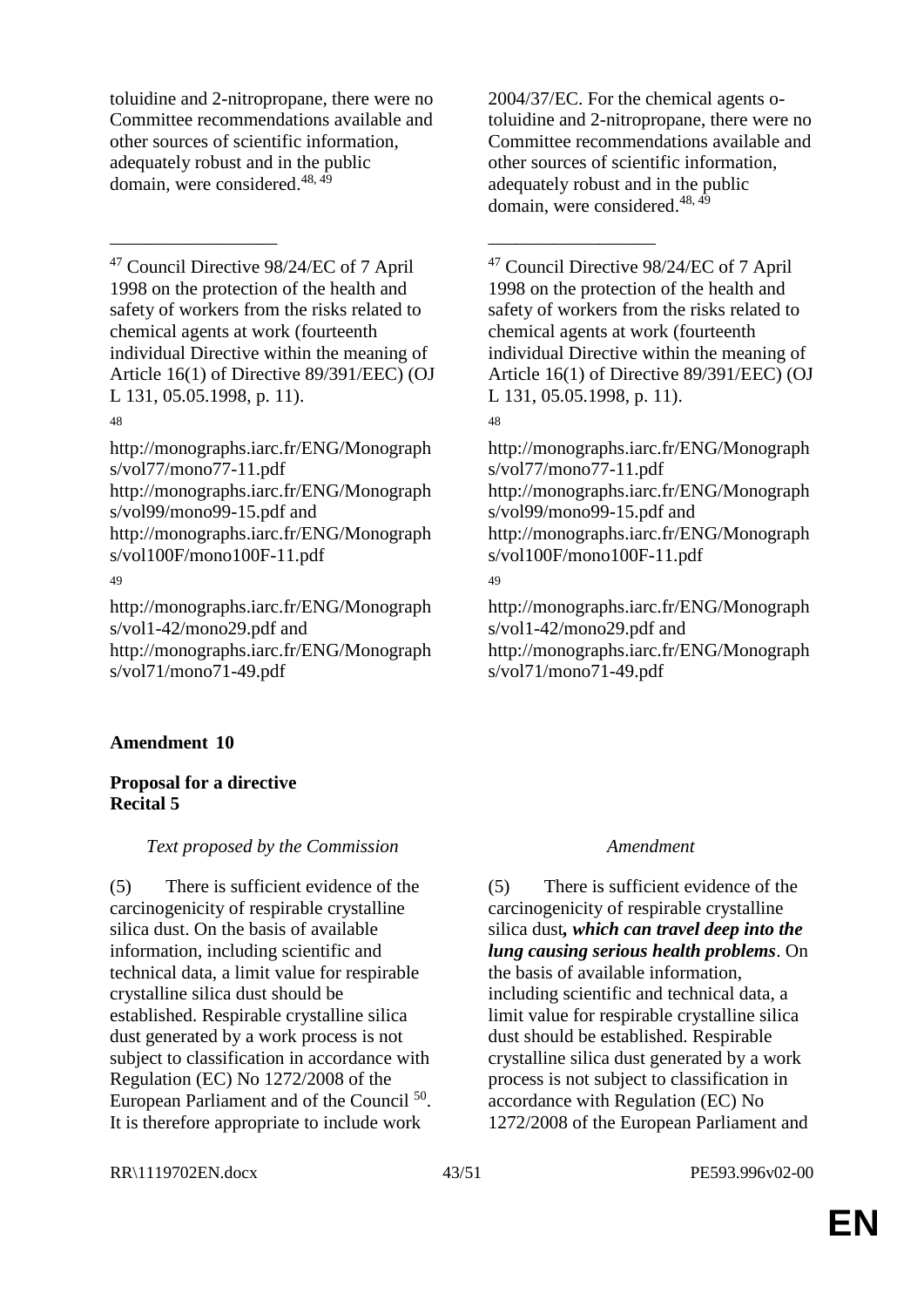| | |
|---|---|
| toluidine and 2-nitropropane, there were no Committee recommendations available and other sources of scientific information, adequately robust and in the public domain, were considered.[48, 49] | 2004/37/EC. For the chemical agents o-toluidine and 2-nitropropane, there were no Committee recommendations available and other sources of scientific information, adequately robust and in the public domain, were considered.[48, 49] |
| __________________ | __________________ |
| [47] Council Directive 98/24/EC of 7 April 1998 on the protection of the health and safety of workers from the risks related to chemical agents at work (fourteenth individual Directive within the meaning of Article 16(1) of Directive 89/391/EEC) (OJ L 131, 05.05.1998, p. 11). | [47] Council Directive 98/24/EC of 7 April 1998 on the protection of the health and safety of workers from the risks related to chemical agents at work (fourteenth individual Directive within the meaning of Article 16(1) of Directive 89/391/EEC) (OJ L 131, 05.05.1998, p. 11). |
| [48] http://monographs.iarc.fr/ENG/Monographs/vol77/mono77-11.pdf http://monographs.iarc.fr/ENG/Monographs/vol99/mono99-15.pdf and http://monographs.iarc.fr/ENG/Monographs/vol100F/mono100F-11.pdf | [48] http://monographs.iarc.fr/ENG/Monographs/vol77/mono77-11.pdf http://monographs.iarc.fr/ENG/Monographs/vol99/mono99-15.pdf and http://monographs.iarc.fr/ENG/Monographs/vol100F/mono100F-11.pdf |
| [49] http://monographs.iarc.fr/ENG/Monographs/vol1-42/mono29.pdf and http://monographs.iarc.fr/ENG/Monographs/vol71/mono71-49.pdf | [49] http://monographs.iarc.fr/ENG/Monographs/vol1-42/mono29.pdf and http://monographs.iarc.fr/ENG/Monographs/vol71/mono71-49.pdf |

**Amendment 10**

**Proposal for a directive**
**Recital 5**

| *Text proposed by the Commission* | *Amendment* |
|---|---|
| (5) There is sufficient evidence of the carcinogenicity of respirable crystalline silica dust. On the basis of available information, including scientific and technical data, a limit value for respirable crystalline silica dust should be established. Respirable crystalline silica dust generated by a work process is not subject to classification in accordance with Regulation (EC) No 1272/2008 of the European Parliament and of the Council [50]. It is therefore appropriate to include work | (5) There is sufficient evidence of the carcinogenicity of respirable crystalline silica dust***, which can travel deep into the lung causing serious health problems***. On the basis of available information, including scientific and technical data, a limit value for respirable crystalline silica dust should be established. Respirable crystalline silica dust generated by a work process is not subject to classification in accordance with Regulation (EC) No 1272/2008 of the European Parliament and |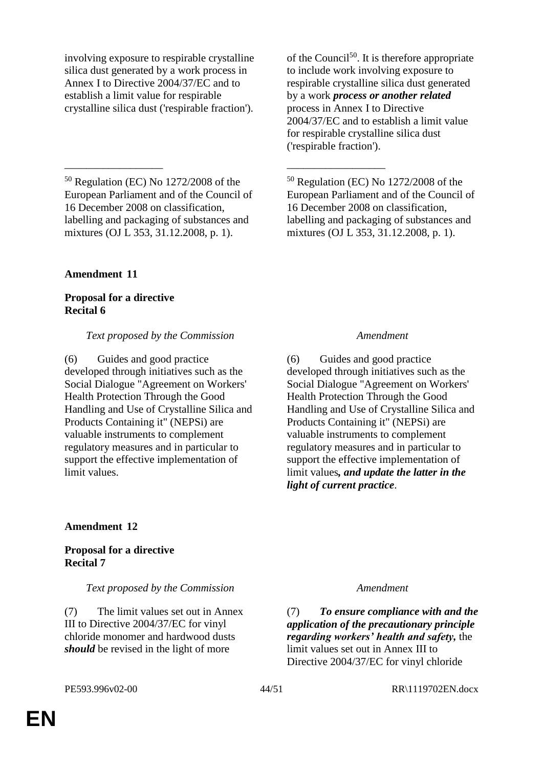| Text proposed by the Commission | Amendment |
|---|---|
| involving exposure to respirable crystalline silica dust generated by a work process in Annex I to Directive 2004/37/EC and to establish a limit value for respirable crystalline silica dust ('respirable fraction'). | of the Council[50]. It is therefore appropriate to include work involving exposure to respirable crystalline silica dust generated by a work ***process or another related*** process in Annex I to Directive 2004/37/EC and to establish a limit value for respirable crystalline silica dust ('respirable fraction'). |
| [50] Regulation (EC) No 1272/2008 of the European Parliament and of the Council of 16 December 2008 on classification, labelling and packaging of substances and mixtures (OJ L 353, 31.12.2008, p. 1). | [50] Regulation (EC) No 1272/2008 of the European Parliament and of the Council of 16 December 2008 on classification, labelling and packaging of substances and mixtures (OJ L 353, 31.12.2008, p. 1). |

**Amendment 11**

**Proposal for a directive**
**Recital 6**

| *Text proposed by the Commission* | *Amendment* |
|---|---|
| (6) Guides and good practice developed through initiatives such as the Social Dialogue "Agreement on Workers' Health Protection Through the Good Handling and Use of Crystalline Silica and Products Containing it" (NEPSi) are valuable instruments to complement regulatory measures and in particular to support the effective implementation of limit values. | (6) Guides and good practice developed through initiatives such as the Social Dialogue "Agreement on Workers' Health Protection Through the Good Handling and Use of Crystalline Silica and Products Containing it" (NEPSi) are valuable instruments to complement regulatory measures and in particular to support the effective implementation of limit values***, and update the latter in the light of current practice***. |

**Amendment 12**

**Proposal for a directive**
**Recital 7**

| *Text proposed by the Commission* | *Amendment* |
|---|---|
| (7) The limit values set out in Annex III to Directive 2004/37/EC for vinyl chloride monomer and hardwood dusts ***should*** be revised in the light of more | (7) ***To ensure compliance with and the application of the precautionary principle regarding workers' health and safety,*** the limit values set out in Annex III to Directive 2004/37/EC for vinyl chloride |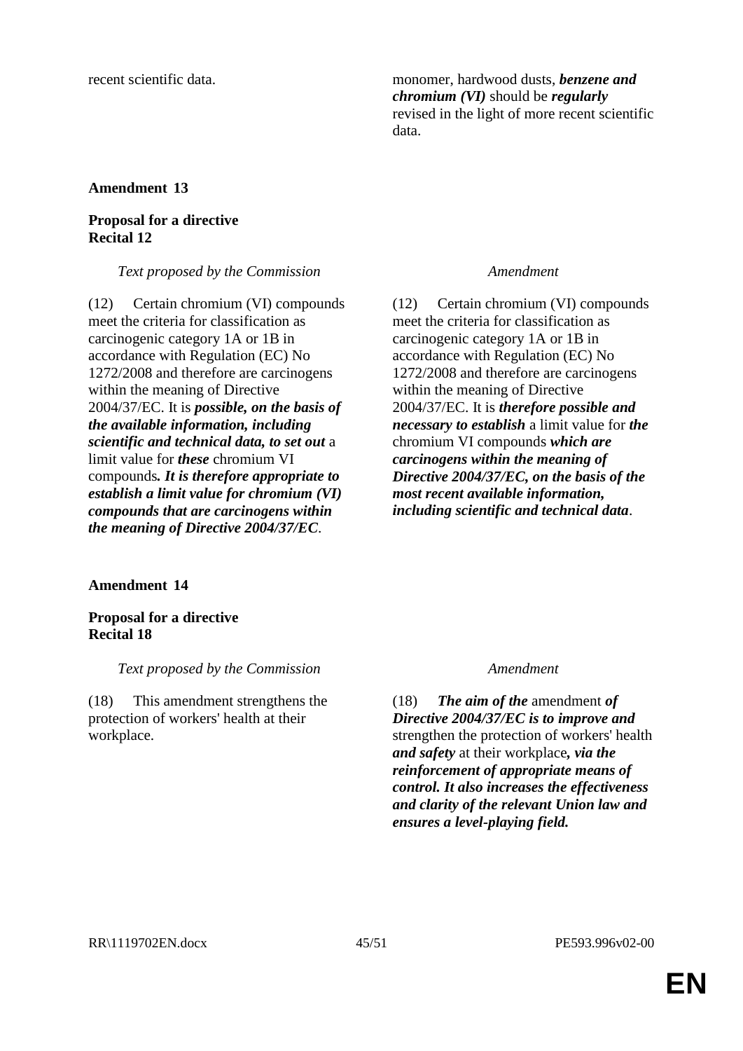| | |
|---|---|
| recent scientific data. | monomer, hardwood dusts, ***benzene and chromium (VI)*** should be ***regularly*** revised in the light of more recent scientific data. |

**Amendment 13**

**Proposal for a directive**
**Recital 12**

| *Text proposed by the Commission* | *Amendment* |
|---|---|
| (12) Certain chromium (VI) compounds meet the criteria for classification as carcinogenic category 1A or 1B in accordance with Regulation (EC) No 1272/2008 and therefore are carcinogens within the meaning of Directive 2004/37/EC. It is ***possible, on the basis of the available information, including scientific and technical data, to set out*** a limit value for ***these*** chromium VI compounds***. It is therefore appropriate to establish a limit value for chromium (VI) compounds that are carcinogens within the meaning of Directive 2004/37/EC***. | (12) Certain chromium (VI) compounds meet the criteria for classification as carcinogenic category 1A or 1B in accordance with Regulation (EC) No 1272/2008 and therefore are carcinogens within the meaning of Directive 2004/37/EC. It is ***therefore possible and necessary to establish*** a limit value for ***the*** chromium VI compounds ***which are carcinogens within the meaning of Directive 2004/37/EC, on the basis of the most recent available information, including scientific and technical data***. |

**Amendment 14**

**Proposal for a directive**
**Recital 18**

| *Text proposed by the Commission* | *Amendment* |
|---|---|
| (18) This amendment strengthens the protection of workers' health at their workplace. | (18) ***The aim of the*** amendment ***of Directive 2004/37/EC is to improve and*** strengthen the protection of workers' health ***and safety*** at their workplace***, via the reinforcement of appropriate means of control. It also increases the effectiveness and clarity of the relevant Union law and ensures a level-playing field.*** |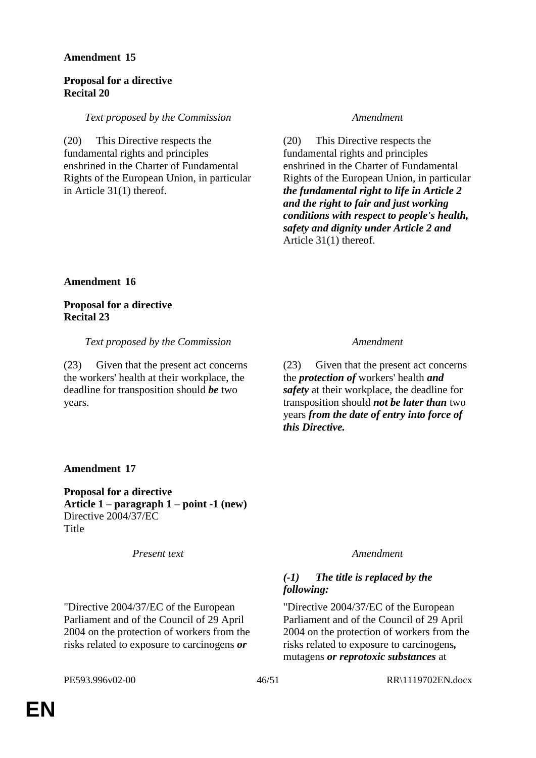**Amendment 15**

**Proposal for a directive**
**Recital 20**

| *Text proposed by the Commission* | *Amendment* |
|---|---|
| (20) This Directive respects the fundamental rights and principles enshrined in the Charter of Fundamental Rights of the European Union, in particular in Article 31(1) thereof. | (20) This Directive respects the fundamental rights and principles enshrined in the Charter of Fundamental Rights of the European Union, in particular ***the fundamental right to life in Article 2 and the right to fair and just working conditions with respect to people's health, safety and dignity under Article 2 and*** Article 31(1) thereof. |

**Amendment 16**

**Proposal for a directive**
**Recital 23**

| *Text proposed by the Commission* | *Amendment* |
|---|---|
| (23) Given that the present act concerns the workers' health at their workplace, the deadline for transposition should ***be*** two years. | (23) Given that the present act concerns the ***protection of*** workers' health ***and safety*** at their workplace, the deadline for transposition should ***not be later than*** two years ***from the date of entry into force of this Directive.*** |

**Amendment 17**

**Proposal for a directive**
**Article 1 – paragraph 1 – point -1 (new)**
Directive 2004/37/EC
Title

| *Present text* | *Amendment* |
|---|---|
| | ***(-1) The title is replaced by the following:*** |
| "Directive 2004/37/EC of the European Parliament and of the Council of 29 April 2004 on the protection of workers from the risks related to exposure to carcinogens ***or*** | "Directive 2004/37/EC of the European Parliament and of the Council of 29 April 2004 on the protection of workers from the risks related to exposure to carcinogens***,*** mutagens ***or reprotoxic substances*** at |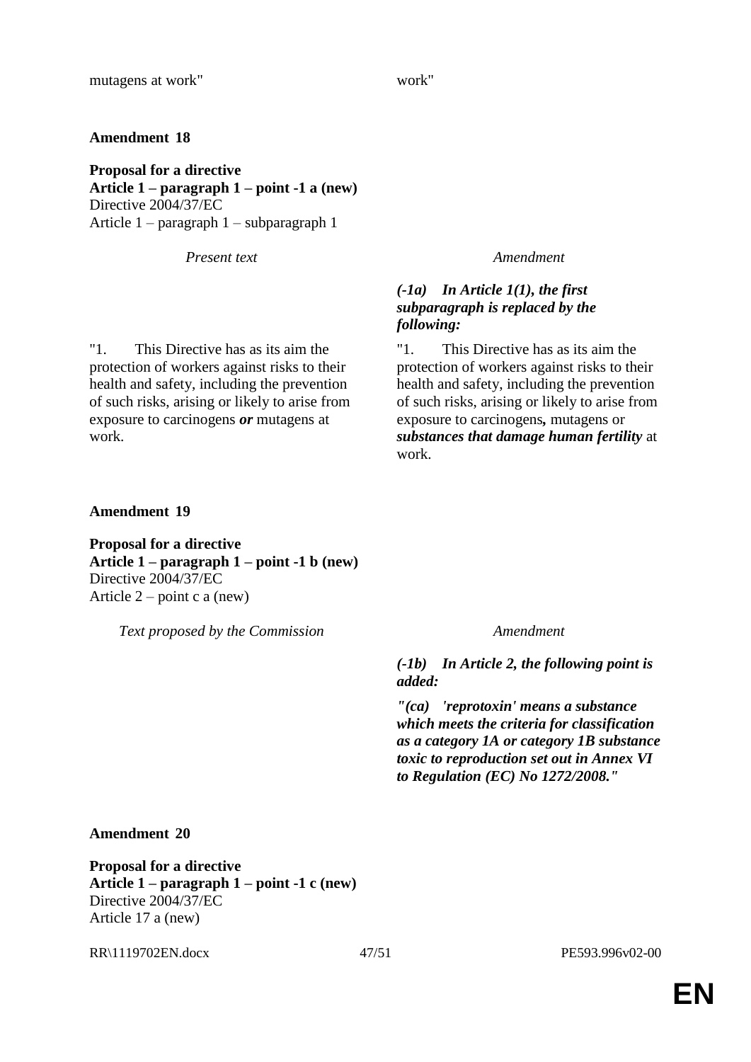| | |
|---|---|
| mutagens at work" | work" |

**Amendment 18**

**Proposal for a directive**
**Article 1 – paragraph 1 – point -1 a (new)**
Directive 2004/37/EC
Article 1 – paragraph 1 – subparagraph 1

| *Present text* | *Amendment* |
|---|---|
| | ***(-1a) In Article 1(1), the first subparagraph is replaced by the following:*** |
| "1. This Directive has as its aim the protection of workers against risks to their health and safety, including the prevention of such risks, arising or likely to arise from exposure to carcinogens ***or*** mutagens at work. | "1. This Directive has as its aim the protection of workers against risks to their health and safety, including the prevention of such risks, arising or likely to arise from exposure to carcinogens***,*** mutagens or ***substances that damage human fertility*** at work. |

**Amendment 19**

**Proposal for a directive**
**Article 1 – paragraph 1 – point -1 b (new)**
Directive 2004/37/EC
Article 2 – point c a (new)

| *Text proposed by the Commission* | *Amendment* |
|---|---|
| | ***(-1b) In Article 2, the following point is added:*** |
| | ***"(ca) 'reprotoxin' means a substance which meets the criteria for classification as a category 1A or category 1B substance toxic to reproduction set out in Annex VI to Regulation (EC) No 1272/2008."*** |

**Amendment 20**

**Proposal for a directive**
**Article 1 – paragraph 1 – point -1 c (new)**
Directive 2004/37/EC
Article 17 a (new)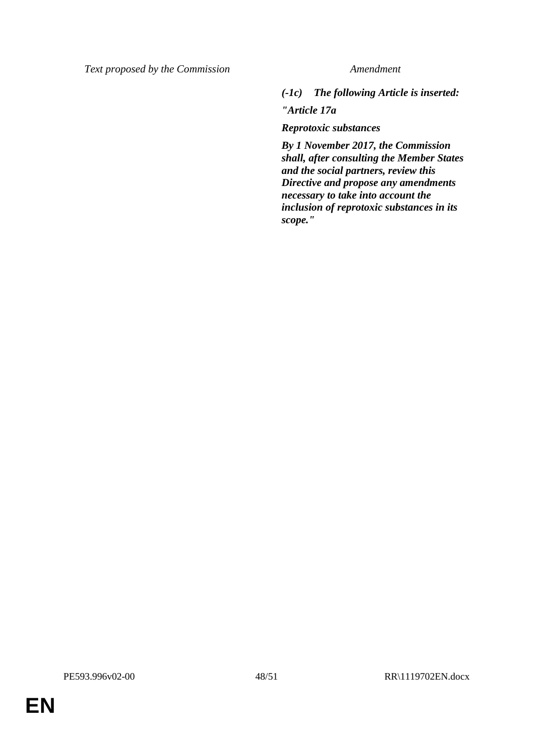| *Text proposed by the Commission* | *Amendment* |
|---|---|
| | ***(-1c) The following Article is inserted:*** |
| | ***"Article 17a*** |
| | ***Reprotoxic substances*** |
| | ***By 1 November 2017, the Commission shall, after consulting the Member States and the social partners, review this Directive and propose any amendments necessary to take into account the inclusion of reprotoxic substances in its scope."*** |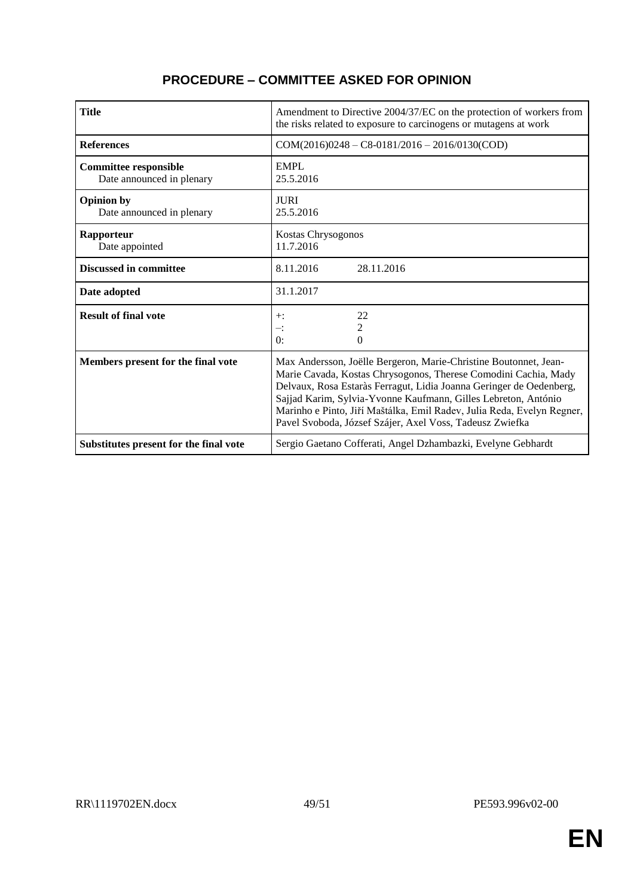## PROCEDURE – COMMITTEE ASKED FOR OPINION

| | |
|---|---|
| **Title** | Amendment to Directive 2004/37/EC on the protection of workers from the risks related to exposure to carcinogens or mutagens at work |
| **References** | COM(2016)0248 – C8-0181/2016 – 2016/0130(COD) |
| **Committee responsible**<br>Date announced in plenary | EMPL<br>25.5.2016 |
| **Opinion by**<br>Date announced in plenary | JURI<br>25.5.2016 |
| **Rapporteur**<br>Date appointed | Kostas Chrysogonos<br>11.7.2016 |
| **Discussed in committee** | 8.11.2016 28.11.2016 |
| **Date adopted** | 31.1.2017 |
| **Result of final vote** | +: 22<br>–: 2<br>0: 0 |
| **Members present for the final vote** | Max Andersson, Joëlle Bergeron, Marie-Christine Boutonnet, Jean-Marie Cavada, Kostas Chrysogonos, Therese Comodini Cachia, Mady Delvaux, Rosa Estaràs Ferragut, Lidia Joanna Geringer de Oedenberg, Sajjad Karim, Sylvia-Yvonne Kaufmann, Gilles Lebreton, António Marinho e Pinto, Jiří Maštálka, Emil Radev, Julia Reda, Evelyn Regner, Pavel Svoboda, József Szájer, Axel Voss, Tadeusz Zwiefka |
| **Substitutes present for the final vote** | Sergio Gaetano Cofferati, Angel Dzhambazki, Evelyne Gebhardt |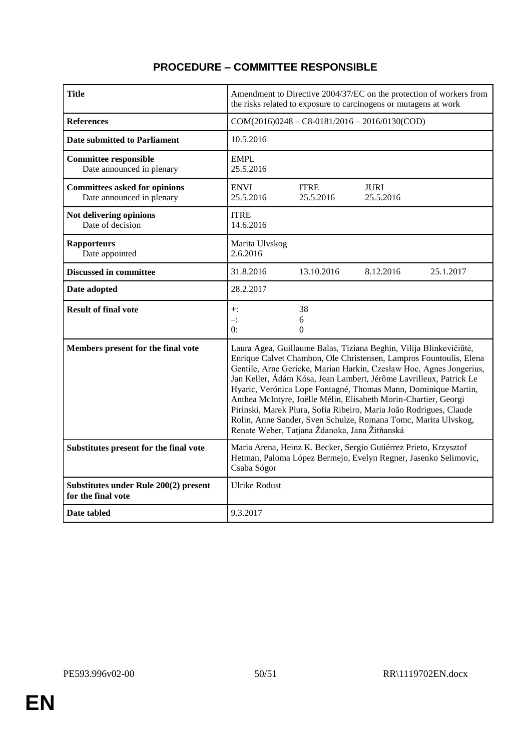# PROCEDURE – COMMITTEE RESPONSIBLE

| | | | | |
|---|---|---|---|---|
| **Title** | Amendment to Directive 2004/37/EC on the protection of workers from the risks related to exposure to carcinogens or mutagens at work | | | |
| **References** | COM(2016)0248 – C8-0181/2016 – 2016/0130(COD) | | | |
| **Date submitted to Parliament** | 10.5.2016 | | | |
| **Committee responsible**<br>Date announced in plenary | EMPL<br>25.5.2016 | | | |
| **Committees asked for opinions**<br>Date announced in plenary | ENVI<br>25.5.2016 | ITRE<br>25.5.2016 | JURI<br>25.5.2016 | |
| **Not delivering opinions**<br>Date of decision | ITRE<br>14.6.2016 | | | |
| **Rapporteurs**<br>Date appointed | Marita Ulvskog<br>2.6.2016 | | | |
| **Discussed in committee** | 31.8.2016 | 13.10.2016 | 8.12.2016 | 25.1.2017 |
| **Date adopted** | 28.2.2017 | | | |
| **Result of final vote** | +:<br>–:<br>0: | 38<br>6<br>0 | | |
| **Members present for the final vote** | Laura Agea, Guillaume Balas, Tiziana Beghin, Vilija Blinkevičiūtė, Enrique Calvet Chambon, Ole Christensen, Lampros Fountoulis, Elena Gentile, Arne Gericke, Marian Harkin, Czesław Hoc, Agnes Jongerius, Jan Keller, Ádám Kósa, Jean Lambert, Jérôme Lavrilleux, Patrick Le Hyaric, Verónica Lope Fontagné, Thomas Mann, Dominique Martin, Anthea McIntyre, Joëlle Mélin, Elisabeth Morin-Chartier, Georgi Pirinski, Marek Plura, Sofia Ribeiro, Maria João Rodrigues, Claude Rolin, Anne Sander, Sven Schulze, Romana Tomc, Marita Ulvskog, Renate Weber, Tatjana Ždanoka, Jana Žitňanská | | | |
| **Substitutes present for the final vote** | Maria Arena, Heinz K. Becker, Sergio Gutiérrez Prieto, Krzysztof Hetman, Paloma López Bermejo, Evelyn Regner, Jasenko Selimovic, Csaba Sógor | | | |
| **Substitutes under Rule 200(2) present for the final vote** | Ulrike Rodust | | | |
| **Date tabled** | 9.3.2017 | | | |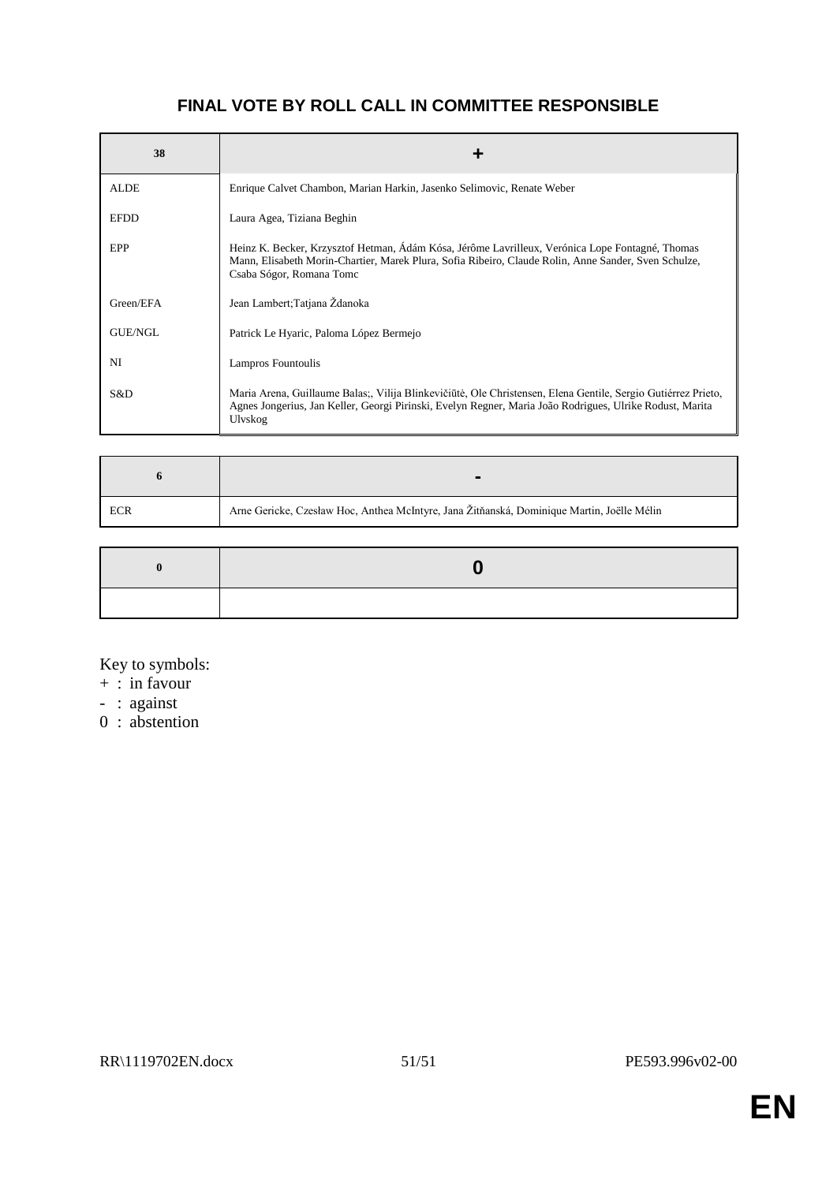## FINAL VOTE BY ROLL CALL IN COMMITTEE RESPONSIBLE

| 38 | + |
|---|---|
| ALDE | Enrique Calvet Chambon, Marian Harkin, Jasenko Selimovic, Renate Weber |
| EFDD | Laura Agea, Tiziana Beghin |
| EPP | Heinz K. Becker, Krzysztof Hetman, Ádám Kósa, Jérôme Lavrilleux, Verónica Lope Fontagné, Thomas Mann, Elisabeth Morin-Chartier, Marek Plura, Sofia Ribeiro, Claude Rolin, Anne Sander, Sven Schulze, Csaba Sógor, Romana Tomc |
| Green/EFA | Jean Lambert;Tatjana Ždanoka |
| GUE/NGL | Patrick Le Hyaric, Paloma López Bermejo |
| NI | Lampros Fountoulis |
| S&D | Maria Arena, Guillaume Balas;, Vilija Blinkevičiūtė, Ole Christensen, Elena Gentile, Sergio Gutiérrez Prieto, Agnes Jongerius, Jan Keller, Georgi Pirinski, Evelyn Regner, Maria João Rodrigues, Ulrike Rodust, Marita Ulvskog |

| 6 | - |
|---|---|
| ECR | Arne Gericke, Czesław Hoc, Anthea McIntyre, Jana Žitňanská, Dominique Martin, Joëlle Mélin |

| 0 | 0 |
|---|---|
| | |

Key to symbols:
+ : in favour
- : against
0 : abstention